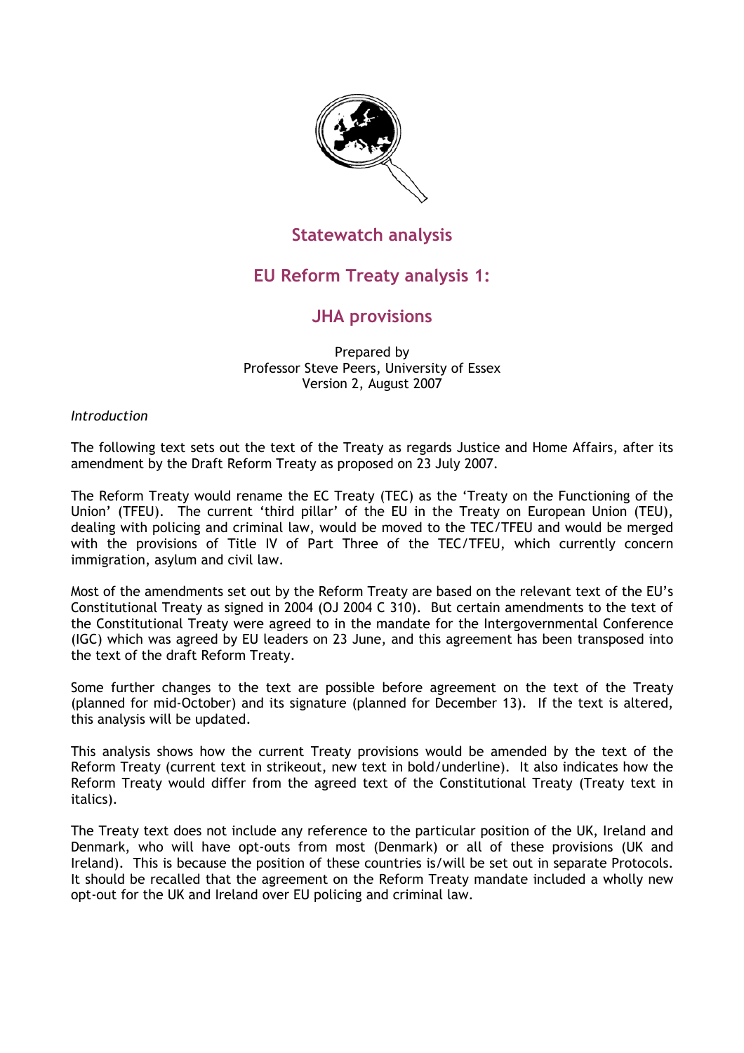# Statewatch analysis

## EU Reform Treaty analysis 1:

## JHA provisions

Prepared by
Professor Steve Peers, University of Essex
Version 2, August 2007

*Introduction*

The following text sets out the text of the Treaty as regards Justice and Home Affairs, after its amendment by the Draft Reform Treaty as proposed on 23 July 2007.

The Reform Treaty would rename the EC Treaty (TEC) as the 'Treaty on the Functioning of the Union' (TFEU). The current 'third pillar' of the EU in the Treaty on European Union (TEU), dealing with policing and criminal law, would be moved to the TEC/TFEU and would be merged with the provisions of Title IV of Part Three of the TEC/TFEU, which currently concern immigration, asylum and civil law.

Most of the amendments set out by the Reform Treaty are based on the relevant text of the EU's Constitutional Treaty as signed in 2004 (OJ 2004 C 310). But certain amendments to the text of the Constitutional Treaty were agreed to in the mandate for the Intergovernmental Conference (IGC) which was agreed by EU leaders on 23 June, and this agreement has been transposed into the text of the draft Reform Treaty.

Some further changes to the text are possible before agreement on the text of the Treaty (planned for mid-October) and its signature (planned for December 13). If the text is altered, this analysis will be updated.

This analysis shows how the current Treaty provisions would be amended by the text of the Reform Treaty (current text in strikeout, new text in bold/underline). It also indicates how the Reform Treaty would differ from the agreed text of the Constitutional Treaty (Treaty text in italics).

The Treaty text does not include any reference to the particular position of the UK, Ireland and Denmark, who will have opt-outs from most (Denmark) or all of these provisions (UK and Ireland). This is because the position of these countries is/will be set out in separate Protocols. It should be recalled that the agreement on the Reform Treaty mandate included a wholly new opt-out for the UK and Ireland over EU policing and criminal law.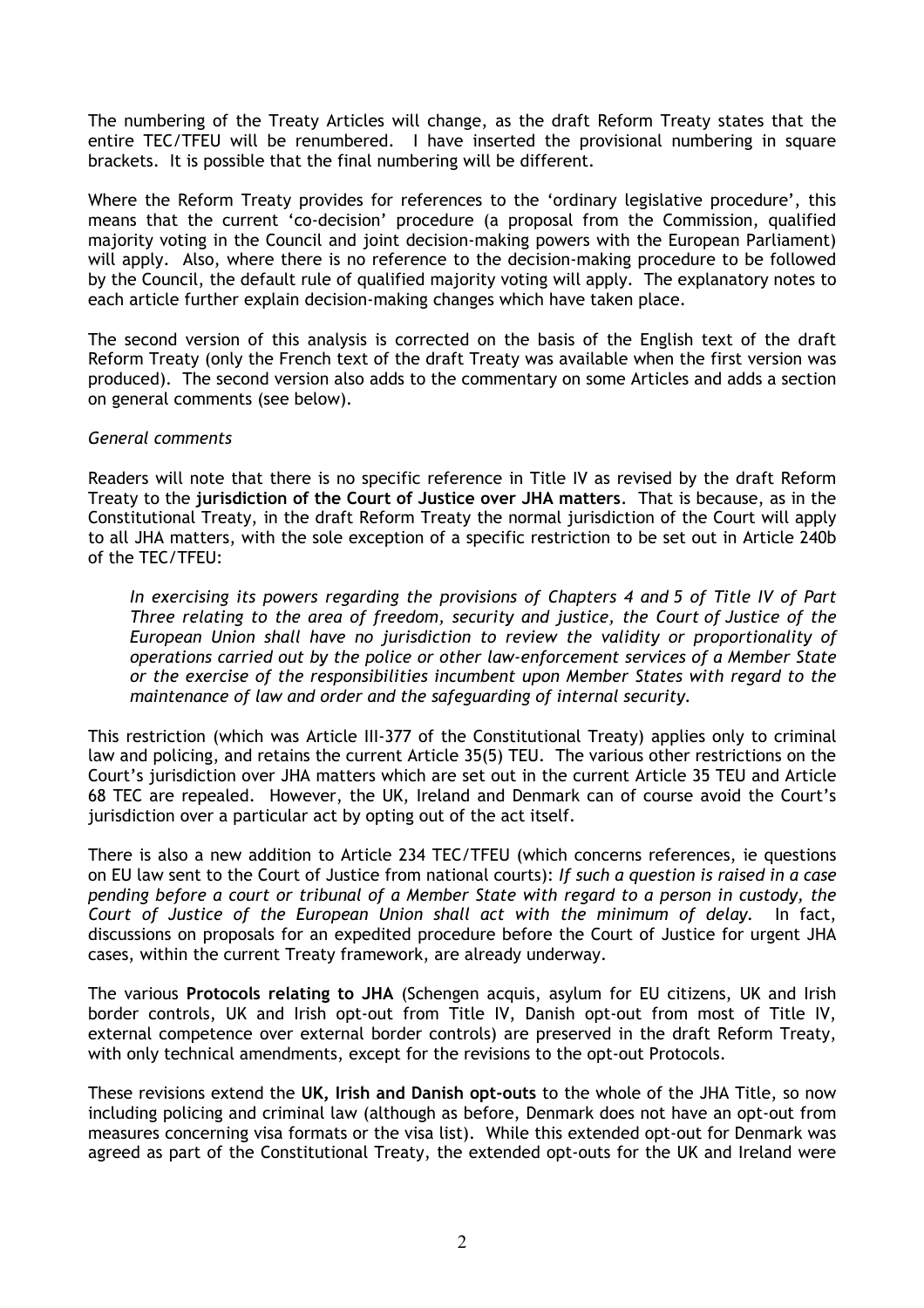The numbering of the Treaty Articles will change, as the draft Reform Treaty states that the entire TEC/TFEU will be renumbered. I have inserted the provisional numbering in square brackets. It is possible that the final numbering will be different.

Where the Reform Treaty provides for references to the 'ordinary legislative procedure', this means that the current 'co-decision' procedure (a proposal from the Commission, qualified majority voting in the Council and joint decision-making powers with the European Parliament) will apply. Also, where there is no reference to the decision-making procedure to be followed by the Council, the default rule of qualified majority voting will apply. The explanatory notes to each article further explain decision-making changes which have taken place.

The second version of this analysis is corrected on the basis of the English text of the draft Reform Treaty (only the French text of the draft Treaty was available when the first version was produced). The second version also adds to the commentary on some Articles and adds a section on general comments (see below).

*General comments*

Readers will note that there is no specific reference in Title IV as revised by the draft Reform Treaty to the **jurisdiction of the Court of Justice over JHA matters**. That is because, as in the Constitutional Treaty, in the draft Reform Treaty the normal jurisdiction of the Court will apply to all JHA matters, with the sole exception of a specific restriction to be set out in Article 240b of the TEC/TFEU:

> *In exercising its powers regarding the provisions of Chapters 4 and 5 of Title IV of Part Three relating to the area of freedom, security and justice, the Court of Justice of the European Union shall have no jurisdiction to review the validity or proportionality of operations carried out by the police or other law-enforcement services of a Member State or the exercise of the responsibilities incumbent upon Member States with regard to the maintenance of law and order and the safeguarding of internal security.*

This restriction (which was Article III-377 of the Constitutional Treaty) applies only to criminal law and policing, and retains the current Article 35(5) TEU. The various other restrictions on the Court's jurisdiction over JHA matters which are set out in the current Article 35 TEU and Article 68 TEC are repealed. However, the UK, Ireland and Denmark can of course avoid the Court's jurisdiction over a particular act by opting out of the act itself.

There is also a new addition to Article 234 TEC/TFEU (which concerns references, ie questions on EU law sent to the Court of Justice from national courts): *If such a question is raised in a case pending before a court or tribunal of a Member State with regard to a person in custody, the Court of Justice of the European Union shall act with the minimum of delay.* In fact, discussions on proposals for an expedited procedure before the Court of Justice for urgent JHA cases, within the current Treaty framework, are already underway.

The various **Protocols relating to JHA** (Schengen acquis, asylum for EU citizens, UK and Irish border controls, UK and Irish opt-out from Title IV, Danish opt-out from most of Title IV, external competence over external border controls) are preserved in the draft Reform Treaty, with only technical amendments, except for the revisions to the opt-out Protocols.

These revisions extend the **UK, Irish and Danish opt-outs** to the whole of the JHA Title, so now including policing and criminal law (although as before, Denmark does not have an opt-out from measures concerning visa formats or the visa list). While this extended opt-out for Denmark was agreed as part of the Constitutional Treaty, the extended opt-outs for the UK and Ireland were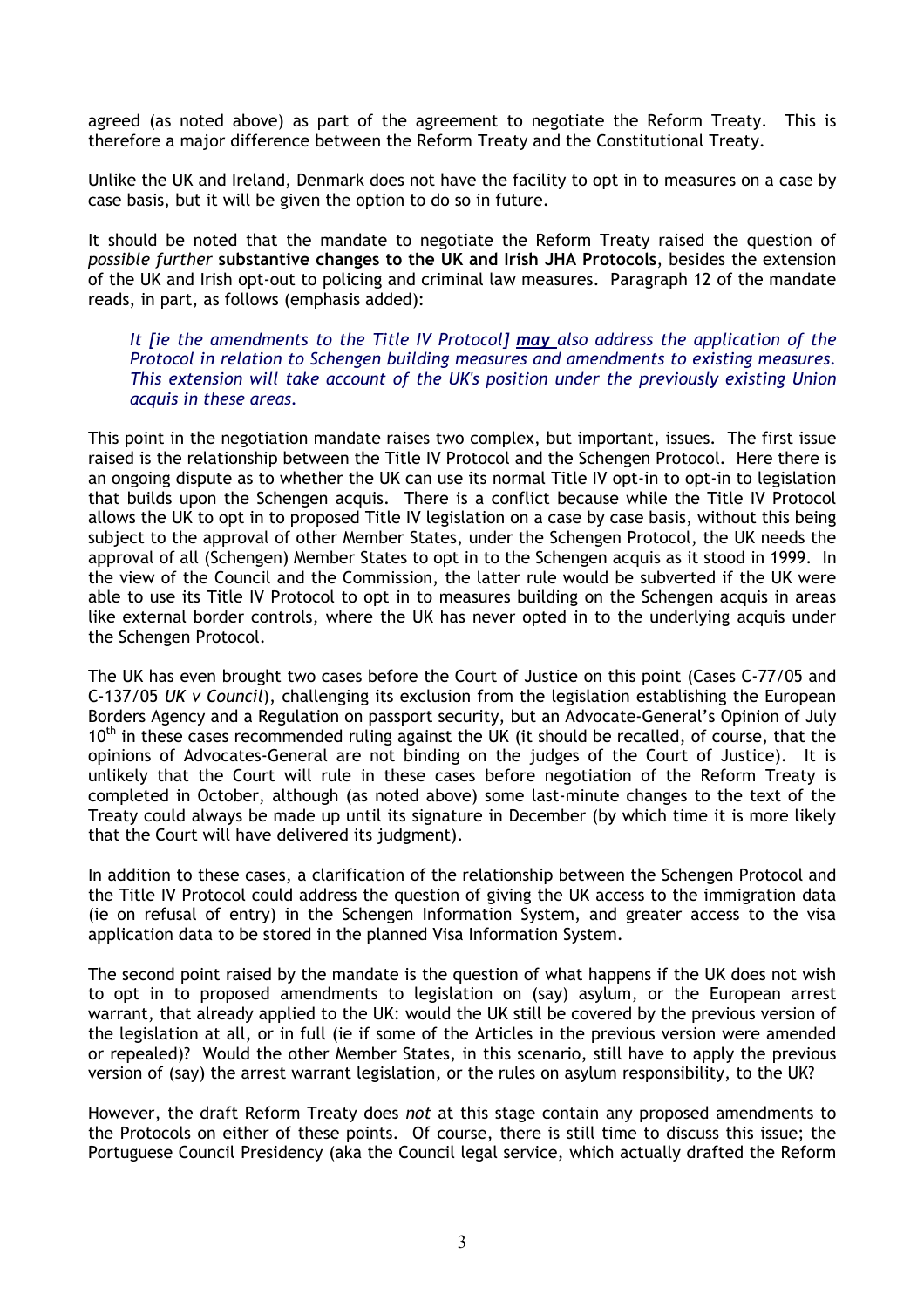agreed (as noted above) as part of the agreement to negotiate the Reform Treaty. This is therefore a major difference between the Reform Treaty and the Constitutional Treaty.

Unlike the UK and Ireland, Denmark does not have the facility to opt in to measures on a case by case basis, but it will be given the option to do so in future.

It should be noted that the mandate to negotiate the Reform Treaty raised the question of *possible further* **substantive changes to the UK and Irish JHA Protocols**, besides the extension of the UK and Irish opt-out to policing and criminal law measures. Paragraph 12 of the mandate reads, in part, as follows (emphasis added):

> *It [ie the amendments to the Title IV Protocol]* ***may*** *also address the application of the Protocol in relation to Schengen building measures and amendments to existing measures. This extension will take account of the UK's position under the previously existing Union acquis in these areas.*

This point in the negotiation mandate raises two complex, but important, issues. The first issue raised is the relationship between the Title IV Protocol and the Schengen Protocol. Here there is an ongoing dispute as to whether the UK can use its normal Title IV opt-in to opt-in to legislation that builds upon the Schengen acquis. There is a conflict because while the Title IV Protocol allows the UK to opt in to proposed Title IV legislation on a case by case basis, without this being subject to the approval of other Member States, under the Schengen Protocol, the UK needs the approval of all (Schengen) Member States to opt in to the Schengen acquis as it stood in 1999. In the view of the Council and the Commission, the latter rule would be subverted if the UK were able to use its Title IV Protocol to opt in to measures building on the Schengen acquis in areas like external border controls, where the UK has never opted in to the underlying acquis under the Schengen Protocol.

The UK has even brought two cases before the Court of Justice on this point (Cases C-77/05 and C-137/05 *UK v Council*), challenging its exclusion from the legislation establishing the European Borders Agency and a Regulation on passport security, but an Advocate-General's Opinion of July 10th in these cases recommended ruling against the UK (it should be recalled, of course, that the opinions of Advocates-General are not binding on the judges of the Court of Justice). It is unlikely that the Court will rule in these cases before negotiation of the Reform Treaty is completed in October, although (as noted above) some last-minute changes to the text of the Treaty could always be made up until its signature in December (by which time it is more likely that the Court will have delivered its judgment).

In addition to these cases, a clarification of the relationship between the Schengen Protocol and the Title IV Protocol could address the question of giving the UK access to the immigration data (ie on refusal of entry) in the Schengen Information System, and greater access to the visa application data to be stored in the planned Visa Information System.

The second point raised by the mandate is the question of what happens if the UK does not wish to opt in to proposed amendments to legislation on (say) asylum, or the European arrest warrant, that already applied to the UK: would the UK still be covered by the previous version of the legislation at all, or in full (ie if some of the Articles in the previous version were amended or repealed)? Would the other Member States, in this scenario, still have to apply the previous version of (say) the arrest warrant legislation, or the rules on asylum responsibility, to the UK?

However, the draft Reform Treaty does *not* at this stage contain any proposed amendments to the Protocols on either of these points. Of course, there is still time to discuss this issue; the Portuguese Council Presidency (aka the Council legal service, which actually drafted the Reform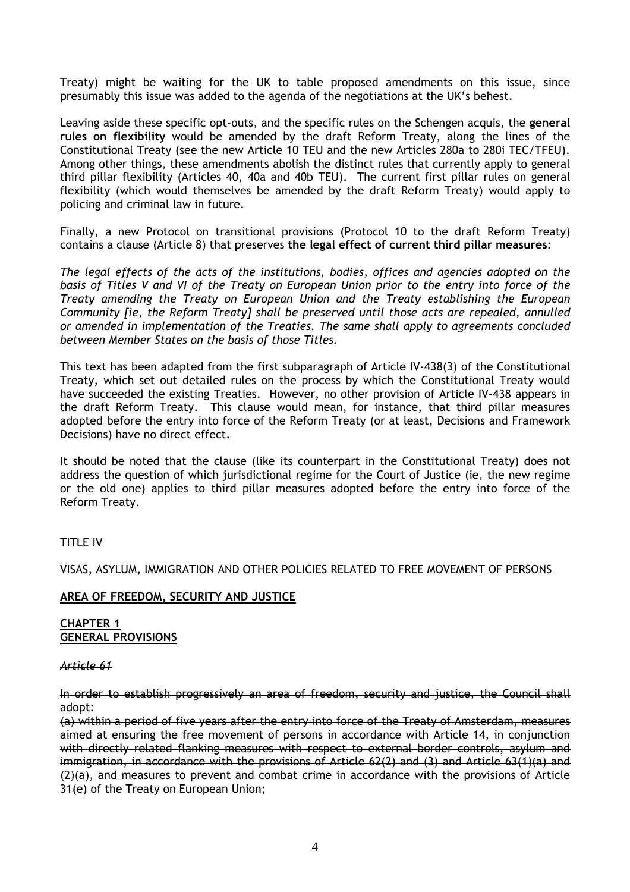Treaty) might be waiting for the UK to table proposed amendments on this issue, since presumably this issue was added to the agenda of the negotiations at the UK's behest.

Leaving aside these specific opt-outs, and the specific rules on the Schengen acquis, the **general rules on flexibility** would be amended by the draft Reform Treaty, along the lines of the Constitutional Treaty (see the new Article 10 TEU and the new Articles 280a to 280i TEC/TFEU). Among other things, these amendments abolish the distinct rules that currently apply to general third pillar flexibility (Articles 40, 40a and 40b TEU). The current first pillar rules on general flexibility (which would themselves be amended by the draft Reform Treaty) would apply to policing and criminal law in future.

Finally, a new Protocol on transitional provisions (Protocol 10 to the draft Reform Treaty) contains a clause (Article 8) that preserves **the legal effect of current third pillar measures**:

*The legal effects of the acts of the institutions, bodies, offices and agencies adopted on the basis of Titles V and VI of the Treaty on European Union prior to the entry into force of the Treaty amending the Treaty on European Union and the Treaty establishing the European Community [ie, the Reform Treaty] shall be preserved until those acts are repealed, annulled or amended in implementation of the Treaties. The same shall apply to agreements concluded between Member States on the basis of those Titles.*

This text has been adapted from the first subparagraph of Article IV-438(3) of the Constitutional Treaty, which set out detailed rules on the process by which the Constitutional Treaty would have succeeded the existing Treaties. However, no other provision of Article IV-438 appears in the draft Reform Treaty. This clause would mean, for instance, that third pillar measures adopted before the entry into force of the Reform Treaty (or at least, Decisions and Framework Decisions) have no direct effect.

It should be noted that the clause (like its counterpart in the Constitutional Treaty) does not address the question of which jurisdictional regime for the Court of Justice (ie, the new regime or the old one) applies to third pillar measures adopted before the entry into force of the Reform Treaty.

TITLE IV

~~VISAS, ASYLUM, IMMIGRATION AND OTHER POLICIES RELATED TO FREE MOVEMENT OF PERSONS~~

<u>**AREA OF FREEDOM, SECURITY AND JUSTICE**</u>

<u>**CHAPTER 1**</u>
<u>**GENERAL PROVISIONS**</u>

~~*Article 61*~~

~~In order to establish progressively an area of freedom, security and justice, the Council shall adopt:~~
~~(a) within a period of five years after the entry into force of the Treaty of Amsterdam, measures aimed at ensuring the free movement of persons in accordance with Article 14, in conjunction with directly related flanking measures with respect to external border controls, asylum and immigration, in accordance with the provisions of Article 62(2) and (3) and Article 63(1)(a) and (2)(a), and measures to prevent and combat crime in accordance with the provisions of Article 31(e) of the Treaty on European Union;~~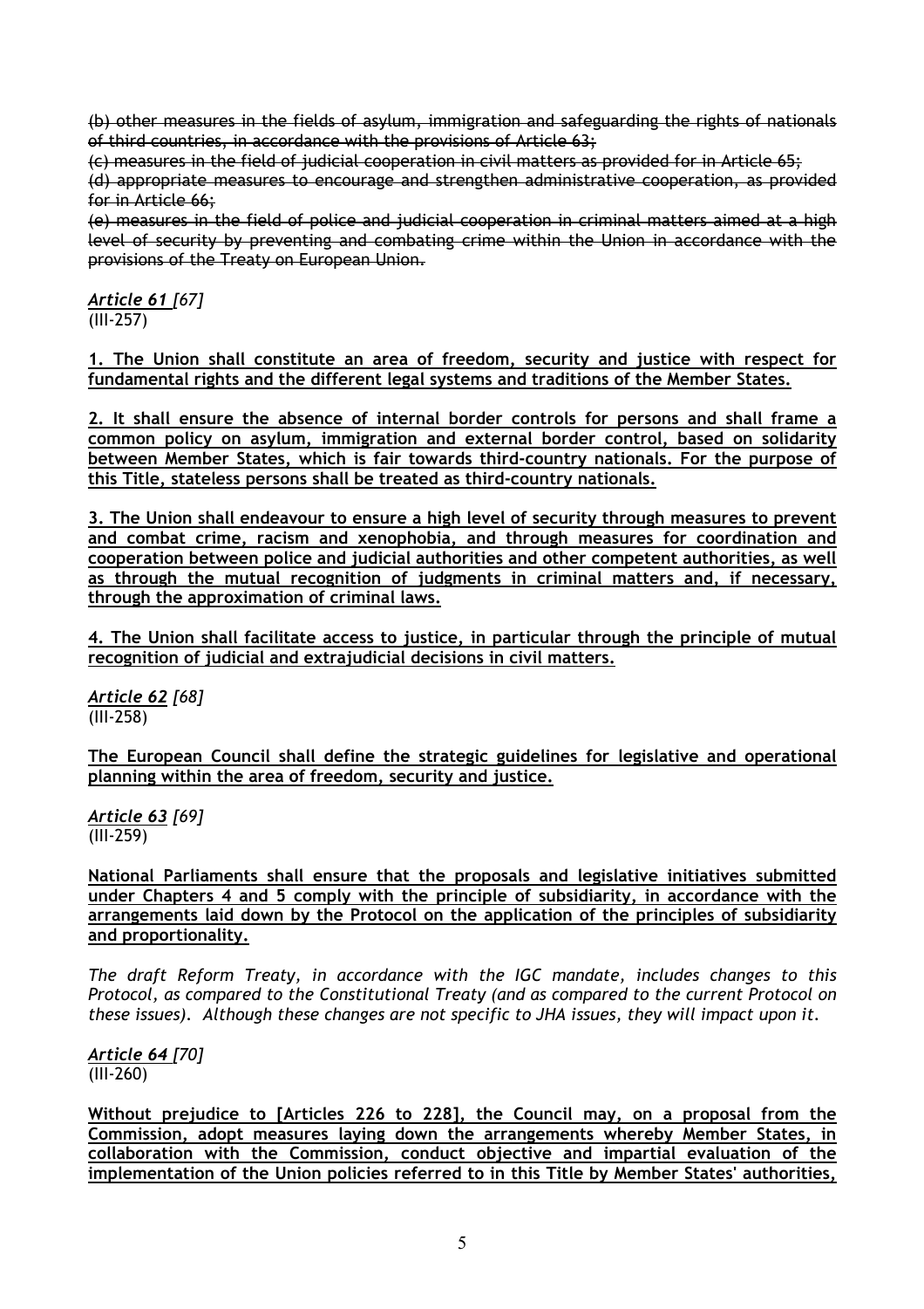~~(b) other measures in the fields of asylum, immigration and safeguarding the rights of nationals of third countries, in accordance with the provisions of Article 63;~~

~~(c) measures in the field of judicial cooperation in civil matters as provided for in Article 65;~~

~~(d) appropriate measures to encourage and strengthen administrative cooperation, as provided for in Article 66;~~

~~(e) measures in the field of police and judicial cooperation in criminal matters aimed at a high level of security by preventing and combating crime within the Union in accordance with the provisions of the Treaty on European Union.~~

*Article 61 [67]*
(III-257)

**1. The Union shall constitute an area of freedom, security and justice with respect for fundamental rights and the different legal systems and traditions of the Member States.**

**2. It shall ensure the absence of internal border controls for persons and shall frame a common policy on asylum, immigration and external border control, based on solidarity between Member States, which is fair towards third-country nationals. For the purpose of this Title, stateless persons shall be treated as third-country nationals.**

**3. The Union shall endeavour to ensure a high level of security through measures to prevent and combat crime, racism and xenophobia, and through measures for coordination and cooperation between police and judicial authorities and other competent authorities, as well as through the mutual recognition of judgments in criminal matters and, if necessary, through the approximation of criminal laws.**

**4. The Union shall facilitate access to justice, in particular through the principle of mutual recognition of judicial and extrajudicial decisions in civil matters.**

*Article 62 [68]*
(III-258)

**The European Council shall define the strategic guidelines for legislative and operational planning within the area of freedom, security and justice.**

*Article 63 [69]*
(III-259)

**National Parliaments shall ensure that the proposals and legislative initiatives submitted under Chapters 4 and 5 comply with the principle of subsidiarity, in accordance with the arrangements laid down by the Protocol on the application of the principles of subsidiarity and proportionality.**

*The draft Reform Treaty, in accordance with the IGC mandate, includes changes to this Protocol, as compared to the Constitutional Treaty (and as compared to the current Protocol on these issues). Although these changes are not specific to JHA issues, they will impact upon it.*

*Article 64 [70]*
(III-260)

**Without prejudice to [Articles 226 to 228], the Council may, on a proposal from the Commission, adopt measures laying down the arrangements whereby Member States, in collaboration with the Commission, conduct objective and impartial evaluation of the implementation of the Union policies referred to in this Title by Member States' authorities,**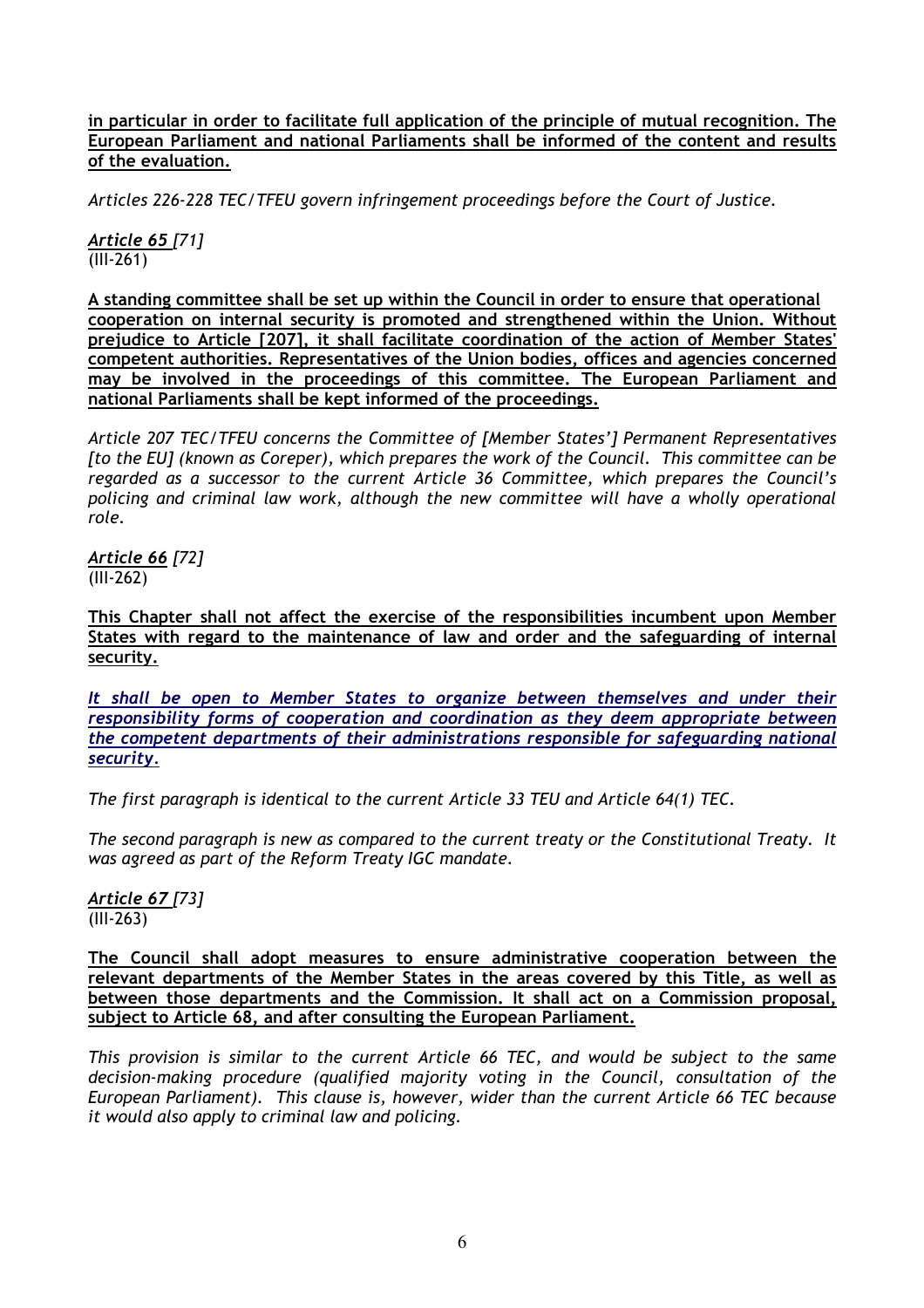**in particular in order to facilitate full application of the principle of mutual recognition. The European Parliament and national Parliaments shall be informed of the content and results of the evaluation.**

*Articles 226-228 TEC/TFEU govern infringement proceedings before the Court of Justice.*

*Article 65 [71]*
(III-261)

**A standing committee shall be set up within the Council in order to ensure that operational cooperation on internal security is promoted and strengthened within the Union. Without prejudice to Article [207], it shall facilitate coordination of the action of Member States' competent authorities. Representatives of the Union bodies, offices and agencies concerned may be involved in the proceedings of this committee. The European Parliament and national Parliaments shall be kept informed of the proceedings.**

*Article 207 TEC/TFEU concerns the Committee of [Member States'] Permanent Representatives [to the EU] (known as Coreper), which prepares the work of the Council. This committee can be regarded as a successor to the current Article 36 Committee, which prepares the Council's policing and criminal law work, although the new committee will have a wholly operational role.*

*Article 66 [72]*
(III-262)

**This Chapter shall not affect the exercise of the responsibilities incumbent upon Member States with regard to the maintenance of law and order and the safeguarding of internal security.**

*It shall be open to Member States to organize between themselves and under their responsibility forms of cooperation and coordination as they deem appropriate between the competent departments of their administrations responsible for safeguarding national security.*

*The first paragraph is identical to the current Article 33 TEU and Article 64(1) TEC.*

*The second paragraph is new as compared to the current treaty or the Constitutional Treaty. It was agreed as part of the Reform Treaty IGC mandate.*

*Article 67 [73]*
(III-263)

**The Council shall adopt measures to ensure administrative cooperation between the relevant departments of the Member States in the areas covered by this Title, as well as between those departments and the Commission. It shall act on a Commission proposal, subject to Article 68, and after consulting the European Parliament.**

*This provision is similar to the current Article 66 TEC, and would be subject to the same decision-making procedure (qualified majority voting in the Council, consultation of the European Parliament). This clause is, however, wider than the current Article 66 TEC because it would also apply to criminal law and policing.*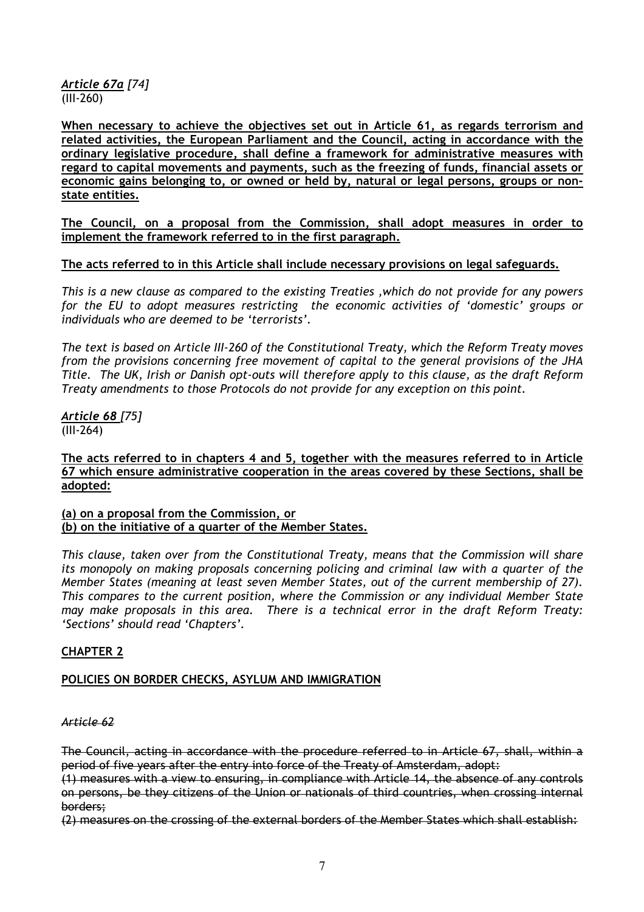*Article 67a* *[74]*
(III-260)

**When necessary to achieve the objectives set out in Article 61, as regards terrorism and related activities, the European Parliament and the Council, acting in accordance with the ordinary legislative procedure, shall define a framework for administrative measures with regard to capital movements and payments, such as the freezing of funds, financial assets or economic gains belonging to, or owned or held by, natural or legal persons, groups or non-state entities.**

**The Council, on a proposal from the Commission, shall adopt measures in order to implement the framework referred to in the first paragraph.**

**The acts referred to in this Article shall include necessary provisions on legal safeguards.**

*This is a new clause as compared to the existing Treaties ,which do not provide for any powers for the EU to adopt measures restricting the economic activities of 'domestic' groups or individuals who are deemed to be 'terrorists'.*

*The text is based on Article III-260 of the Constitutional Treaty, which the Reform Treaty moves from the provisions concerning free movement of capital to the general provisions of the JHA Title. The UK, Irish or Danish opt-outs will therefore apply to this clause, as the draft Reform Treaty amendments to those Protocols do not provide for any exception on this point.*

*Article 68* *[75]*
(III-264)

**The acts referred to in chapters 4 and 5, together with the measures referred to in Article 67 which ensure administrative cooperation in the areas covered by these Sections, shall be adopted:**

**(a) on a proposal from the Commission, or**
**(b) on the initiative of a quarter of the Member States.**

*This clause, taken over from the Constitutional Treaty, means that the Commission will share its monopoly on making proposals concerning policing and criminal law with a quarter of the Member States (meaning at least seven Member States, out of the current membership of 27). This compares to the current position, where the Commission or any individual Member State may make proposals in this area. There is a technical error in the draft Reform Treaty: 'Sections' should read 'Chapters'.*

## CHAPTER 2

## POLICIES ON BORDER CHECKS, ASYLUM AND IMMIGRATION

~~*Article 62*~~

~~The Council, acting in accordance with the procedure referred to in Article 67, shall, within a period of five years after the entry into force of the Treaty of Amsterdam, adopt:~~
~~(1) measures with a view to ensuring, in compliance with Article 14, the absence of any controls on persons, be they citizens of the Union or nationals of third countries, when crossing internal borders;~~
~~(2) measures on the crossing of the external borders of the Member States which shall establish:~~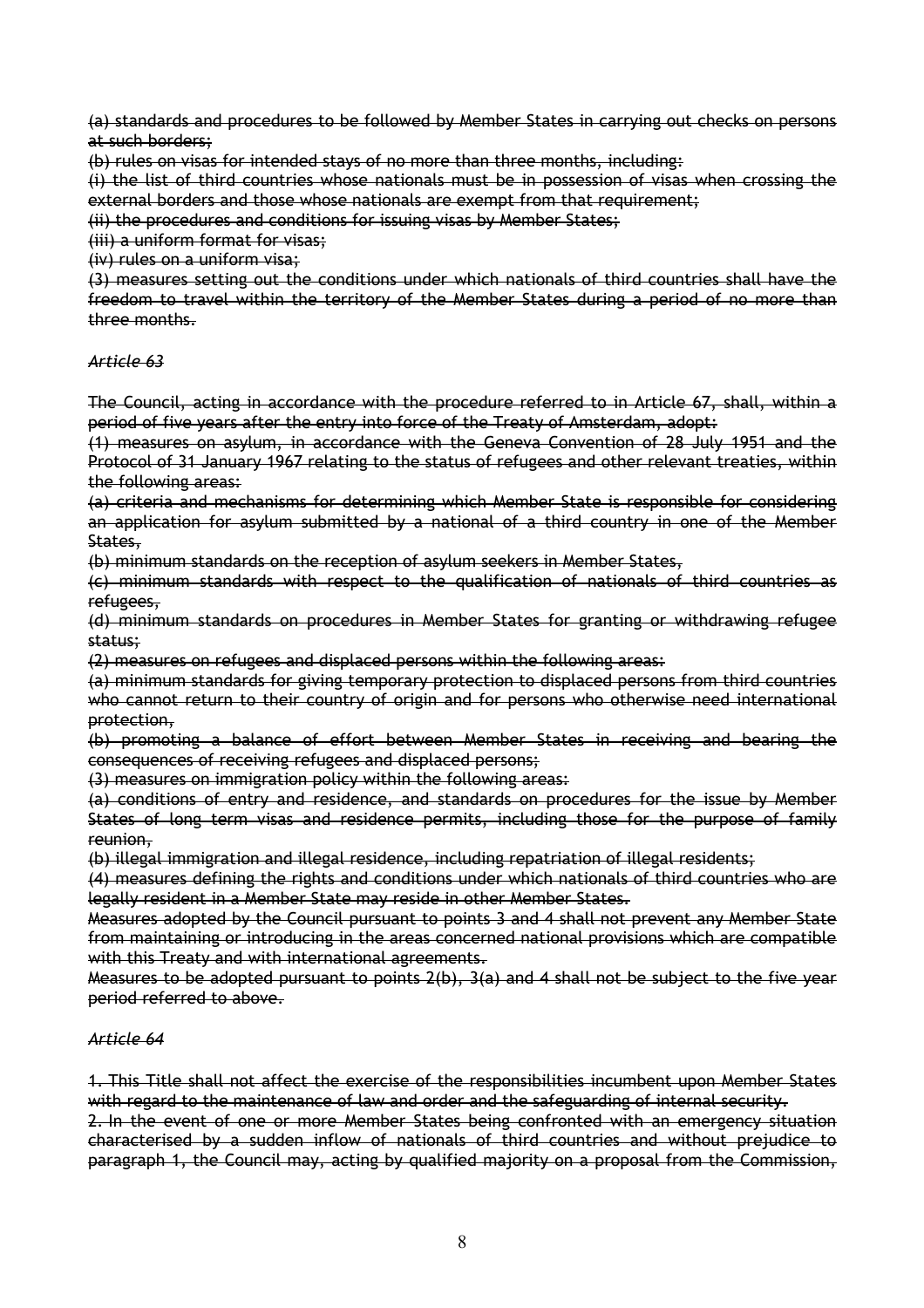~~(a) standards and procedures to be followed by Member States in carrying out checks on persons at such borders;~~

~~(b) rules on visas for intended stays of no more than three months, including:~~

~~(i) the list of third countries whose nationals must be in possession of visas when crossing the external borders and those whose nationals are exempt from that requirement;~~

~~(ii) the procedures and conditions for issuing visas by Member States;~~

~~(iii) a uniform format for visas;~~

~~(iv) rules on a uniform visa;~~

~~(3) measures setting out the conditions under which nationals of third countries shall have the freedom to travel within the territory of the Member States during a period of no more than three months.~~

~~*Article 63*~~

~~The Council, acting in accordance with the procedure referred to in Article 67, shall, within a period of five years after the entry into force of the Treaty of Amsterdam, adopt:~~

~~(1) measures on asylum, in accordance with the Geneva Convention of 28 July 1951 and the Protocol of 31 January 1967 relating to the status of refugees and other relevant treaties, within the following areas:~~

~~(a) criteria and mechanisms for determining which Member State is responsible for considering an application for asylum submitted by a national of a third country in one of the Member States,~~

~~(b) minimum standards on the reception of asylum seekers in Member States,~~

~~(c) minimum standards with respect to the qualification of nationals of third countries as refugees,~~

~~(d) minimum standards on procedures in Member States for granting or withdrawing refugee status;~~

~~(2) measures on refugees and displaced persons within the following areas:~~

~~(a) minimum standards for giving temporary protection to displaced persons from third countries who cannot return to their country of origin and for persons who otherwise need international protection,~~

~~(b) promoting a balance of effort between Member States in receiving and bearing the consequences of receiving refugees and displaced persons;~~

~~(3) measures on immigration policy within the following areas:~~

~~(a) conditions of entry and residence, and standards on procedures for the issue by Member States of long term visas and residence permits, including those for the purpose of family reunion,~~

~~(b) illegal immigration and illegal residence, including repatriation of illegal residents;~~

~~(4) measures defining the rights and conditions under which nationals of third countries who are legally resident in a Member State may reside in other Member States.~~

~~Measures adopted by the Council pursuant to points 3 and 4 shall not prevent any Member State from maintaining or introducing in the areas concerned national provisions which are compatible with this Treaty and with international agreements.~~

~~Measures to be adopted pursuant to points 2(b), 3(a) and 4 shall not be subject to the five year period referred to above.~~

~~*Article 64*~~

~~1. This Title shall not affect the exercise of the responsibilities incumbent upon Member States with regard to the maintenance of law and order and the safeguarding of internal security.~~

~~2. In the event of one or more Member States being confronted with an emergency situation characterised by a sudden inflow of nationals of third countries and without prejudice to paragraph 1, the Council may, acting by qualified majority on a proposal from the Commission,~~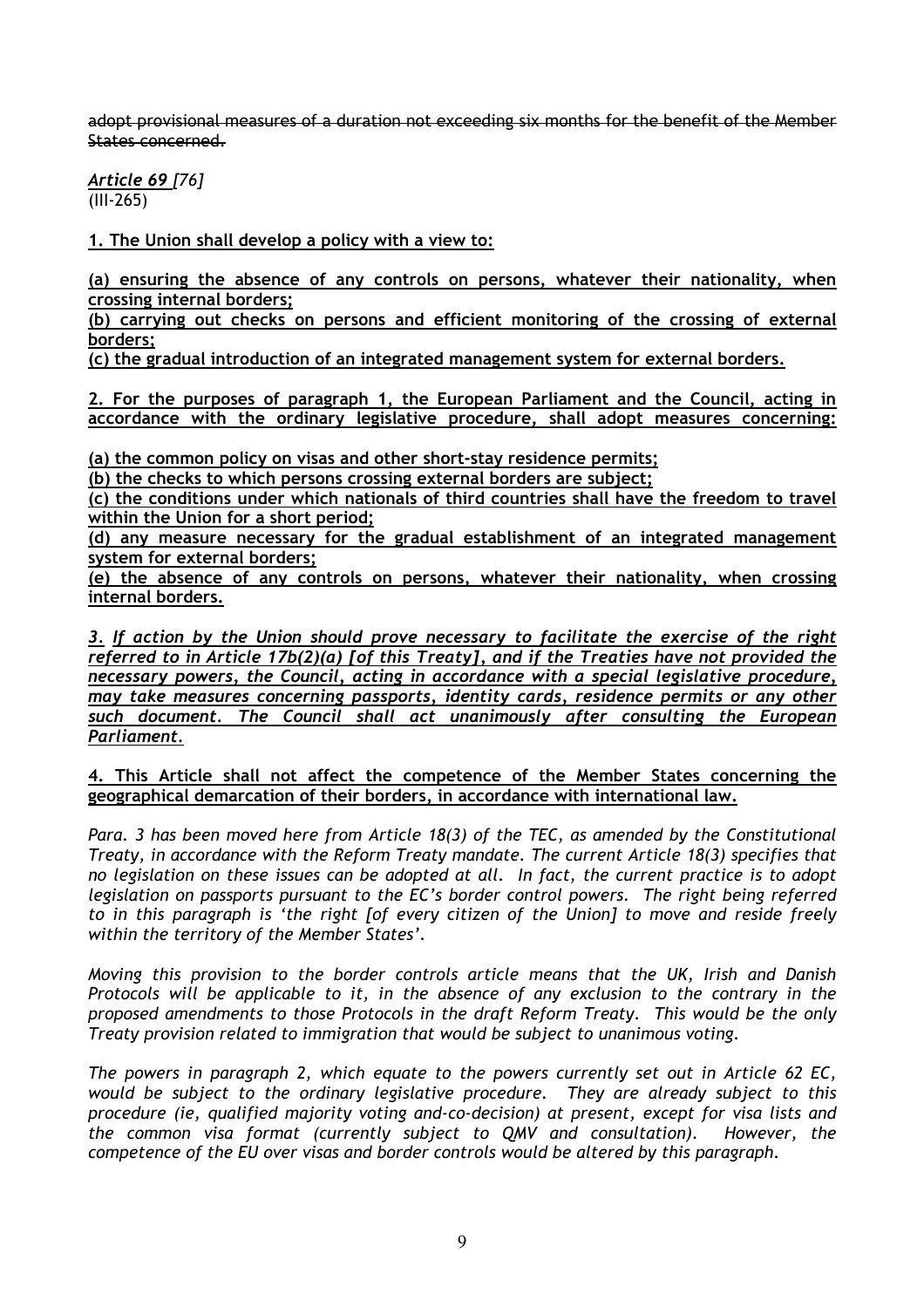~~adopt provisional measures of a duration not exceeding six months for the benefit of the Member States concerned.~~

*<u>Article 69</u> [76]*
<u>(III-265)</u>

**<u>1. The Union shall develop a policy with a view to:</u>**

**<u>(a) ensuring the absence of any controls on persons, whatever their nationality, when crossing internal borders;</u>**
**<u>(b) carrying out checks on persons and efficient monitoring of the crossing of external borders;</u>**
**<u>(c) the gradual introduction of an integrated management system for external borders.</u>**

**<u>2. For the purposes of paragraph 1, the European Parliament and the Council, acting in accordance with the ordinary legislative procedure, shall adopt measures concerning:</u>**

**<u>(a) the common policy on visas and other short-stay residence permits;</u>**
**<u>(b) the checks to which persons crossing external borders are subject;</u>**
**<u>(c) the conditions under which nationals of third countries shall have the freedom to travel within the Union for a short period;</u>**
**<u>(d) any measure necessary for the gradual establishment of an integrated management system for external borders;</u>**
**<u>(e) the absence of any controls on persons, whatever their nationality, when crossing internal borders.</u>**

***<u>3. If action by the Union should prove necessary to facilitate the exercise of the right referred to in Article 17b(2)(a) [of this Treaty], and if the Treaties have not provided the necessary powers, the Council, acting in accordance with a special legislative procedure, may take measures concerning passports, identity cards, residence permits or any other such document. The Council shall act unanimously after consulting the European Parliament.</u>***

**<u>4. This Article shall not affect the competence of the Member States concerning the geographical demarcation of their borders, in accordance with international law.</u>**

*Para. 3 has been moved here from Article 18(3) of the TEC, as amended by the Constitutional Treaty, in accordance with the Reform Treaty mandate. The current Article 18(3) specifies that no legislation on these issues can be adopted at all. In fact, the current practice is to adopt legislation on passports pursuant to the EC's border control powers. The right being referred to in this paragraph is 'the right [of every citizen of the Union] to move and reside freely within the territory of the Member States'.*

*Moving this provision to the border controls article means that the UK, Irish and Danish Protocols will be applicable to it, in the absence of any exclusion to the contrary in the proposed amendments to those Protocols in the draft Reform Treaty. This would be the only Treaty provision related to immigration that would be subject to unanimous voting.*

*The powers in paragraph 2, which equate to the powers currently set out in Article 62 EC, would be subject to the ordinary legislative procedure. They are already subject to this procedure (ie, qualified majority voting and-co-decision) at present, except for visa lists and the common visa format (currently subject to QMV and consultation). However, the competence of the EU over visas and border controls would be altered by this paragraph.*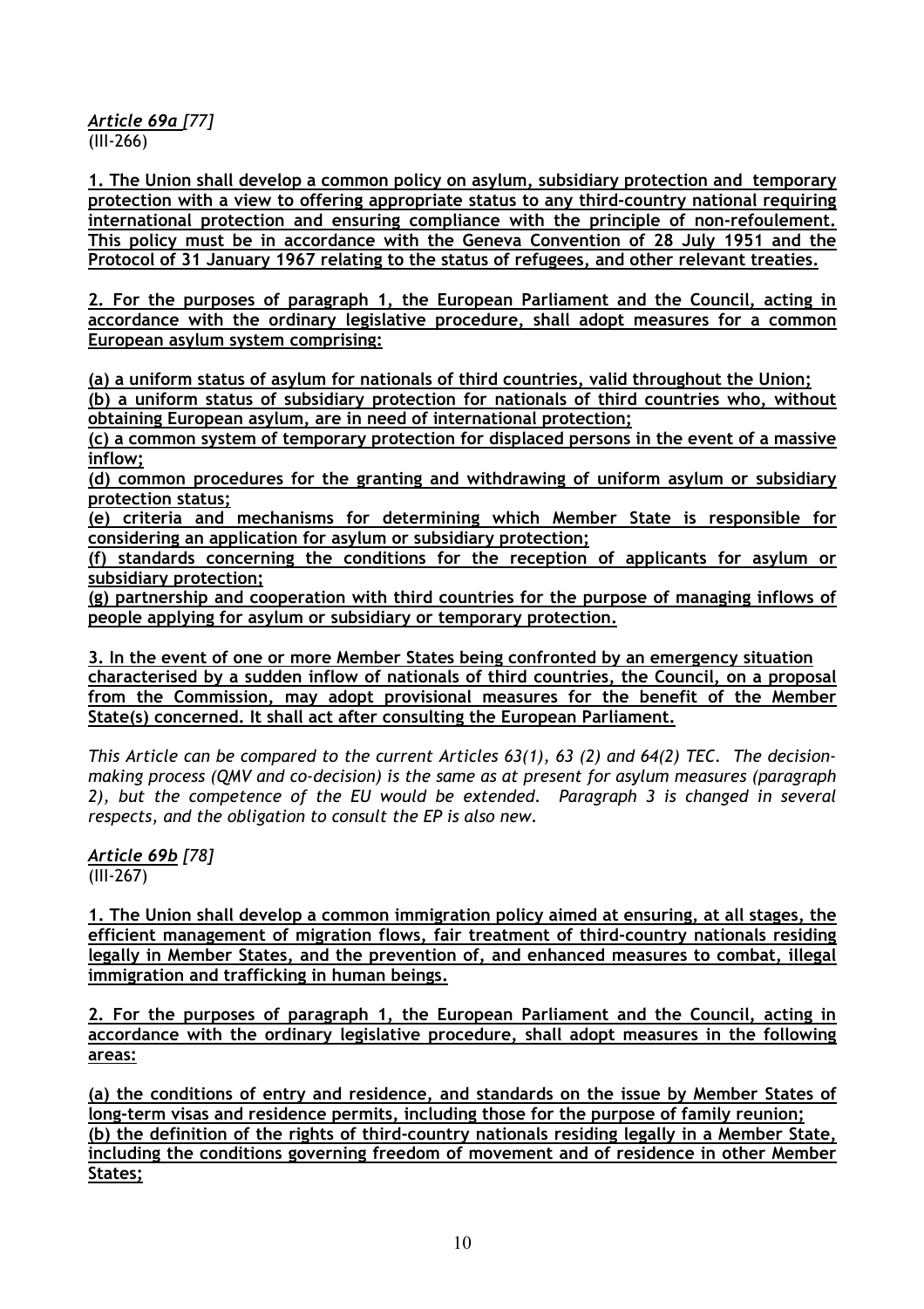*Article 69a [77]*
(III-266)

**1. The Union shall develop a common policy on asylum, subsidiary protection and temporary protection with a view to offering appropriate status to any third-country national requiring international protection and ensuring compliance with the principle of non-refoulement. This policy must be in accordance with the Geneva Convention of 28 July 1951 and the Protocol of 31 January 1967 relating to the status of refugees, and other relevant treaties.**

**2. For the purposes of paragraph 1, the European Parliament and the Council, acting in accordance with the ordinary legislative procedure, shall adopt measures for a common European asylum system comprising:**

**(a) a uniform status of asylum for nationals of third countries, valid throughout the Union;**
**(b) a uniform status of subsidiary protection for nationals of third countries who, without obtaining European asylum, are in need of international protection;**
**(c) a common system of temporary protection for displaced persons in the event of a massive inflow;**
**(d) common procedures for the granting and withdrawing of uniform asylum or subsidiary protection status;**
**(e) criteria and mechanisms for determining which Member State is responsible for considering an application for asylum or subsidiary protection;**
**(f) standards concerning the conditions for the reception of applicants for asylum or subsidiary protection;**
**(g) partnership and cooperation with third countries for the purpose of managing inflows of people applying for asylum or subsidiary or temporary protection.**

**3. In the event of one or more Member States being confronted by an emergency situation characterised by a sudden inflow of nationals of third countries, the Council, on a proposal from the Commission, may adopt provisional measures for the benefit of the Member State(s) concerned. It shall act after consulting the European Parliament.**

*This Article can be compared to the current Articles 63(1), 63 (2) and 64(2) TEC. The decision-making process (QMV and co-decision) is the same as at present for asylum measures (paragraph 2), but the competence of the EU would be extended. Paragraph 3 is changed in several respects, and the obligation to consult the EP is also new.*

*Article 69b [78]*
(III-267)

**1. The Union shall develop a common immigration policy aimed at ensuring, at all stages, the efficient management of migration flows, fair treatment of third-country nationals residing legally in Member States, and the prevention of, and enhanced measures to combat, illegal immigration and trafficking in human beings.**

**2. For the purposes of paragraph 1, the European Parliament and the Council, acting in accordance with the ordinary legislative procedure, shall adopt measures in the following areas:**

**(a) the conditions of entry and residence, and standards on the issue by Member States of long-term visas and residence permits, including those for the purpose of family reunion;**
**(b) the definition of the rights of third-country nationals residing legally in a Member State, including the conditions governing freedom of movement and of residence in other Member States;**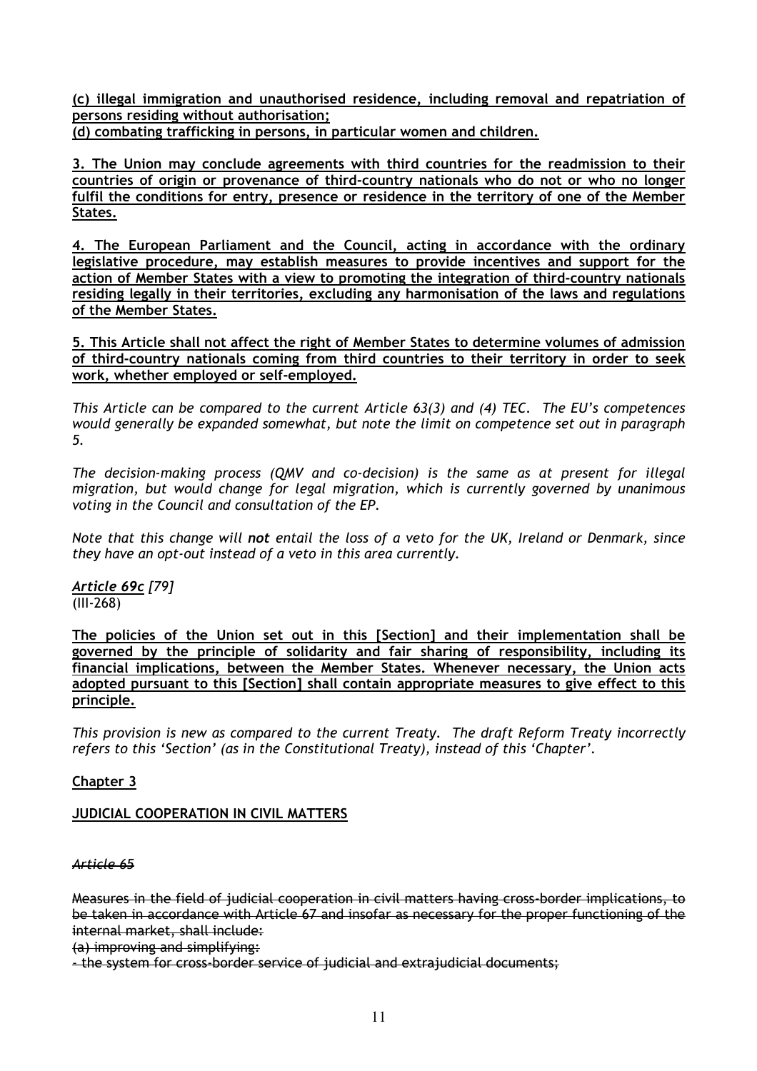**(c) illegal immigration and unauthorised residence, including removal and repatriation of persons residing without authorisation;**
**(d) combating trafficking in persons, in particular women and children.**

**3. The Union may conclude agreements with third countries for the readmission to their countries of origin or provenance of third-country nationals who do not or who no longer fulfil the conditions for entry, presence or residence in the territory of one of the Member States.**

**4. The European Parliament and the Council, acting in accordance with the ordinary legislative procedure, may establish measures to provide incentives and support for the action of Member States with a view to promoting the integration of third-country nationals residing legally in their territories, excluding any harmonisation of the laws and regulations of the Member States.**

**5. This Article shall not affect the right of Member States to determine volumes of admission of third-country nationals coming from third countries to their territory in order to seek work, whether employed or self-employed.**

*This Article can be compared to the current Article 63(3) and (4) TEC. The EU's competences would generally be expanded somewhat, but note the limit on competence set out in paragraph 5.*

*The decision-making process (QMV and co-decision) is the same as at present for illegal migration, but would change for legal migration, which is currently governed by unanimous voting in the Council and consultation of the EP.*

*Note that this change will **not** entail the loss of a veto for the UK, Ireland or Denmark, since they have an opt-out instead of a veto in this area currently.*

*Article 69c* *[79]*
(III-268)

**The policies of the Union set out in this [Section] and their implementation shall be governed by the principle of solidarity and fair sharing of responsibility, including its financial implications, between the Member States. Whenever necessary, the Union acts adopted pursuant to this [Section] shall contain appropriate measures to give effect to this principle.**

*This provision is new as compared to the current Treaty. The draft Reform Treaty incorrectly refers to this 'Section' (as in the Constitutional Treaty), instead of this 'Chapter'.*

**Chapter 3**

**JUDICIAL COOPERATION IN CIVIL MATTERS**

~~*Article 65*~~

~~Measures in the field of judicial cooperation in civil matters having cross-border implications, to be taken in accordance with Article 67 and insofar as necessary for the proper functioning of the internal market, shall include:~~
~~(a) improving and simplifying:~~
~~- the system for cross-border service of judicial and extrajudicial documents;~~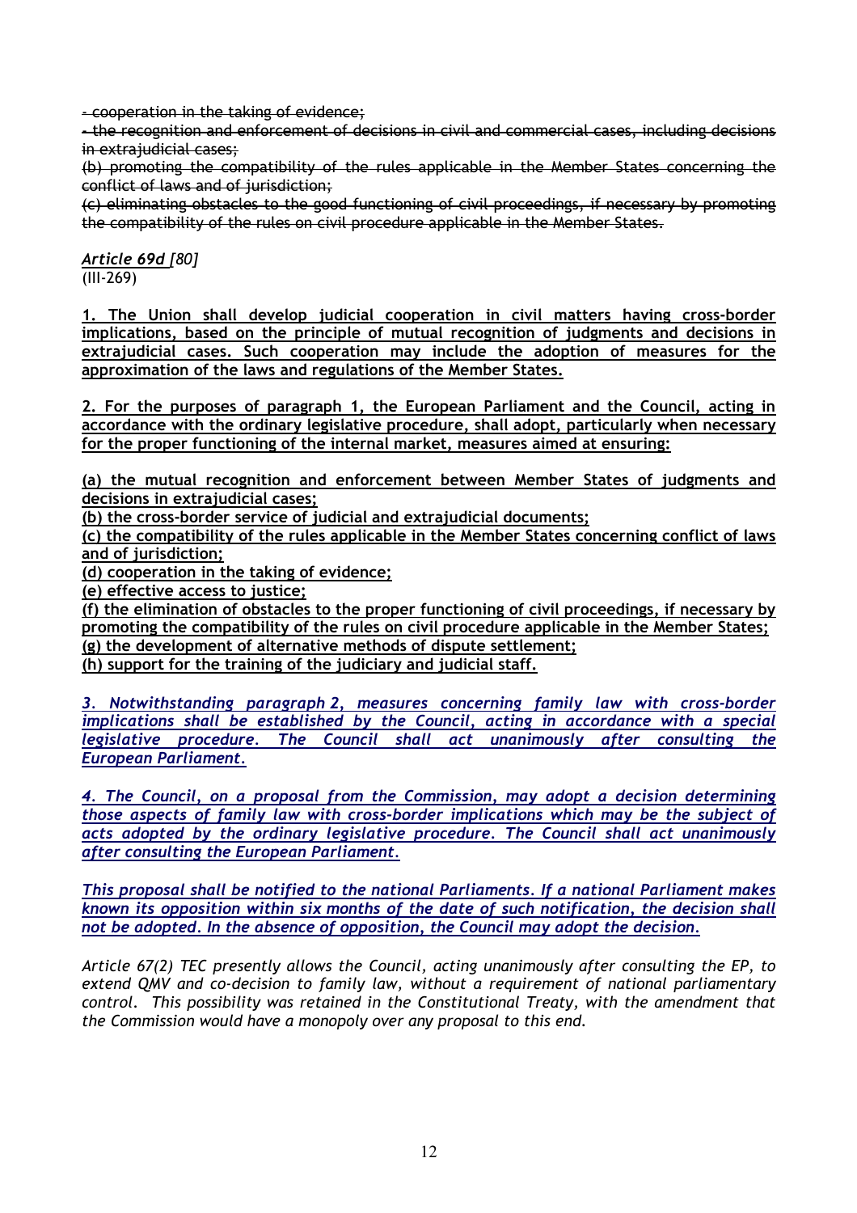~~- cooperation in the taking of evidence;~~

~~- the recognition and enforcement of decisions in civil and commercial cases, including decisions in extrajudicial cases;~~

~~(b) promoting the compatibility of the rules applicable in the Member States concerning the conflict of laws and of jurisdiction;~~

~~(c) eliminating obstacles to the good functioning of civil proceedings, if necessary by promoting the compatibility of the rules on civil procedure applicable in the Member States.~~

*Article 69d [80]*
(III-269)

**1. The Union shall develop judicial cooperation in civil matters having cross-border implications, based on the principle of mutual recognition of judgments and decisions in extrajudicial cases. Such cooperation may include the adoption of measures for the approximation of the laws and regulations of the Member States.**

**2. For the purposes of paragraph 1, the European Parliament and the Council, acting in accordance with the ordinary legislative procedure, shall adopt, particularly when necessary for the proper functioning of the internal market, measures aimed at ensuring:**

**(a) the mutual recognition and enforcement between Member States of judgments and decisions in extrajudicial cases;**
**(b) the cross-border service of judicial and extrajudicial documents;**
**(c) the compatibility of the rules applicable in the Member States concerning conflict of laws and of jurisdiction;**
**(d) cooperation in the taking of evidence;**
**(e) effective access to justice;**
**(f) the elimination of obstacles to the proper functioning of civil proceedings, if necessary by promoting the compatibility of the rules on civil procedure applicable in the Member States;**
**(g) the development of alternative methods of dispute settlement;**
**(h) support for the training of the judiciary and judicial staff.**

*3. Notwithstanding paragraph 2, measures concerning family law with cross-border implications shall be established by the Council, acting in accordance with a special legislative procedure. The Council shall act unanimously after consulting the European Parliament.*

*4. The Council, on a proposal from the Commission, may adopt a decision determining those aspects of family law with cross-border implications which may be the subject of acts adopted by the ordinary legislative procedure. The Council shall act unanimously after consulting the European Parliament.*

*This proposal shall be notified to the national Parliaments. If a national Parliament makes known its opposition within six months of the date of such notification, the decision shall not be adopted. In the absence of opposition, the Council may adopt the decision.*

*Article 67(2) TEC presently allows the Council, acting unanimously after consulting the EP, to extend QMV and co-decision to family law, without a requirement of national parliamentary control. This possibility was retained in the Constitutional Treaty, with the amendment that the Commission would have a monopoly over any proposal to this end.*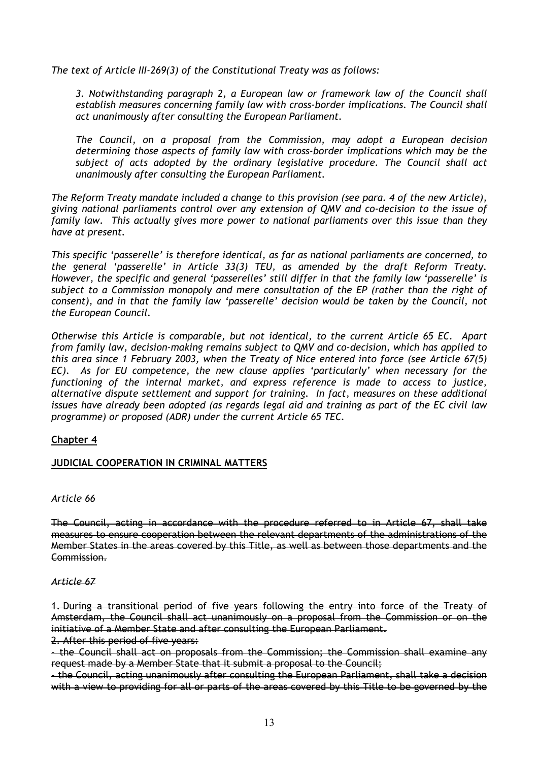*The text of Article III-269(3) of the Constitutional Treaty was as follows:*

> *3. Notwithstanding paragraph 2, a European law or framework law of the Council shall establish measures concerning family law with cross-border implications. The Council shall act unanimously after consulting the European Parliament.*
>
> *The Council, on a proposal from the Commission, may adopt a European decision determining those aspects of family law with cross-border implications which may be the subject of acts adopted by the ordinary legislative procedure. The Council shall act unanimously after consulting the European Parliament.*

*The Reform Treaty mandate included a change to this provision (see para. 4 of the new Article), giving national parliaments control over any extension of QMV and co-decision to the issue of family law. This actually gives more power to national parliaments over this issue than they have at present.*

*This specific 'passerelle' is therefore identical, as far as national parliaments are concerned, to the general 'passerelle' in Article 33(3) TEU, as amended by the draft Reform Treaty. However, the specific and general 'passerelles' still differ in that the family law 'passerelle' is subject to a Commission monopoly and mere consultation of the EP (rather than the right of consent), and in that the family law 'passerelle' decision would be taken by the Council, not the European Council.*

*Otherwise this Article is comparable, but not identical, to the current Article 65 EC. Apart from family law, decision-making remains subject to QMV and co-decision, which has applied to this area since 1 February 2003, when the Treaty of Nice entered into force (see Article 67(5) EC). As for EU competence, the new clause applies 'particularly' when necessary for the functioning of the internal market, and express reference is made to access to justice, alternative dispute settlement and support for training. In fact, measures on these additional issues have already been adopted (as regards legal aid and training as part of the EC civil law programme) or proposed (ADR) under the current Article 65 TEC.*

## Chapter 4

## JUDICIAL COOPERATION IN CRIMINAL MATTERS

*~~Article 66~~*

~~The Council, acting in accordance with the procedure referred to in Article 67, shall take measures to ensure cooperation between the relevant departments of the administrations of the Member States in the areas covered by this Title, as well as between those departments and the Commission.~~

*~~Article 67~~*

~~1. During a transitional period of five years following the entry into force of the Treaty of Amsterdam, the Council shall act unanimously on a proposal from the Commission or on the initiative of a Member State and after consulting the European Parliament.~~

~~2. After this period of five years:~~

~~- the Council shall act on proposals from the Commission; the Commission shall examine any request made by a Member State that it submit a proposal to the Council;~~

~~- the Council, acting unanimously after consulting the European Parliament, shall take a decision with a view to providing for all or parts of the areas covered by this Title to be governed by the~~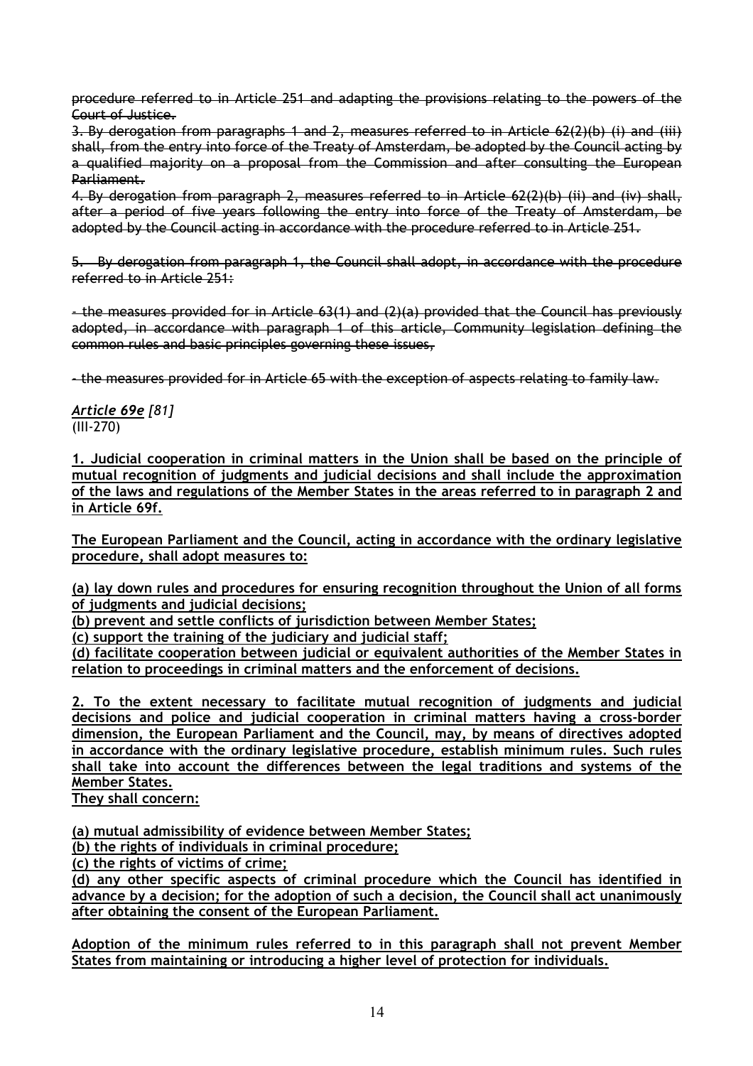~~procedure referred to in Article 251 and adapting the provisions relating to the powers of the Court of Justice.~~

~~3. By derogation from paragraphs 1 and 2, measures referred to in Article 62(2)(b) (i) and (iii) shall, from the entry into force of the Treaty of Amsterdam, be adopted by the Council acting by a qualified majority on a proposal from the Commission and after consulting the European Parliament.~~

~~4. By derogation from paragraph 2, measures referred to in Article 62(2)(b) (ii) and (iv) shall, after a period of five years following the entry into force of the Treaty of Amsterdam, be adopted by the Council acting in accordance with the procedure referred to in Article 251.~~

~~5. By derogation from paragraph 1, the Council shall adopt, in accordance with the procedure referred to in Article 251:~~

~~- the measures provided for in Article 63(1) and (2)(a) provided that the Council has previously adopted, in accordance with paragraph 1 of this article, Community legislation defining the common rules and basic principles governing these issues,~~

~~- the measures provided for in Article 65 with the exception of aspects relating to family law.~~

*<u>Article 69e</u> [81]*
(III-270)

<u>**1. Judicial cooperation in criminal matters in the Union shall be based on the principle of mutual recognition of judgments and judicial decisions and shall include the approximation of the laws and regulations of the Member States in the areas referred to in paragraph 2 and in Article 69f.**</u>

<u>**The European Parliament and the Council, acting in accordance with the ordinary legislative procedure, shall adopt measures to:**</u>

<u>**(a) lay down rules and procedures for ensuring recognition throughout the Union of all forms of judgments and judicial decisions;**</u>
<u>**(b) prevent and settle conflicts of jurisdiction between Member States;**</u>
<u>**(c) support the training of the judiciary and judicial staff;**</u>
<u>**(d) facilitate cooperation between judicial or equivalent authorities of the Member States in relation to proceedings in criminal matters and the enforcement of decisions.**</u>

<u>**2. To the extent necessary to facilitate mutual recognition of judgments and judicial decisions and police and judicial cooperation in criminal matters having a cross-border dimension, the European Parliament and the Council, may, by means of directives adopted in accordance with the ordinary legislative procedure, establish minimum rules. Such rules shall take into account the differences between the legal traditions and systems of the Member States.**</u>
<u>**They shall concern:**</u>

<u>**(a) mutual admissibility of evidence between Member States;**</u>
<u>**(b) the rights of individuals in criminal procedure;**</u>
<u>**(c) the rights of victims of crime;**</u>
<u>**(d) any other specific aspects of criminal procedure which the Council has identified in advance by a decision; for the adoption of such a decision, the Council shall act unanimously after obtaining the consent of the European Parliament.**</u>

<u>**Adoption of the minimum rules referred to in this paragraph shall not prevent Member States from maintaining or introducing a higher level of protection for individuals.**</u>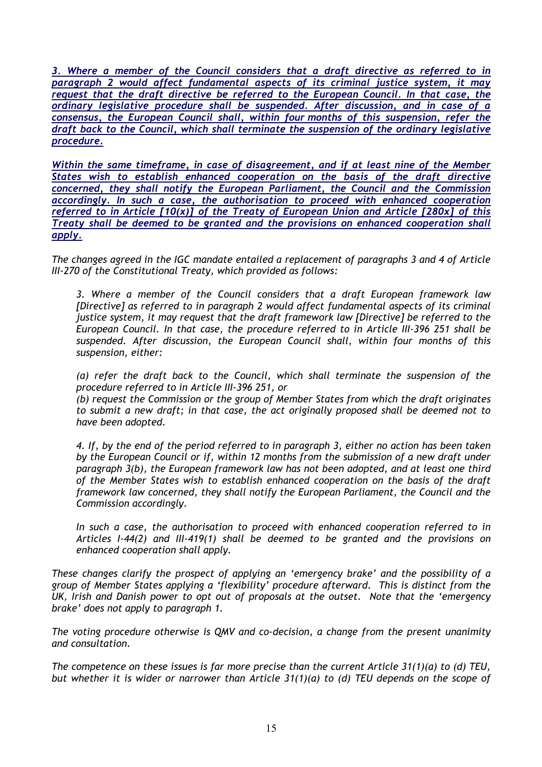*<u>3. Where a member of the Council considers that a draft directive as referred to in paragraph 2 would affect fundamental aspects of its criminal justice system, it may request that the draft directive be referred to the European Council. In that case, the ordinary legislative procedure shall be suspended. After discussion, and in case of a consensus, the European Council shall, within four months of this suspension, refer the draft back to the Council, which shall terminate the suspension of the ordinary legislative procedure.</u>*

*<u>Within the same timeframe, in case of disagreement, and if at least nine of the Member States wish to establish enhanced cooperation on the basis of the draft directive concerned, they shall notify the European Parliament, the Council and the Commission accordingly. In such a case, the authorisation to proceed with enhanced cooperation referred to in Article [10(x)] of the Treaty of European Union and Article [280x] of this Treaty shall be deemed to be granted and the provisions on enhanced cooperation shall apply.</u>*

*The changes agreed in the IGC mandate entailed a replacement of paragraphs 3 and 4 of Article III-270 of the Constitutional Treaty, which provided as follows:*

> *3. Where a member of the Council considers that a draft European framework law [Directive] as referred to in paragraph 2 would affect fundamental aspects of its criminal justice system, it may request that the draft framework law [Directive] be referred to the European Council. In that case, the procedure referred to in Article III-396 251 shall be suspended. After discussion, the European Council shall, within four months of this suspension, either:*
>
> *(a) refer the draft back to the Council, which shall terminate the suspension of the procedure referred to in Article III-396 251, or*
> *(b) request the Commission or the group of Member States from which the draft originates to submit a new draft; in that case, the act originally proposed shall be deemed not to have been adopted.*
>
> *4. If, by the end of the period referred to in paragraph 3, either no action has been taken by the European Council or if, within 12 months from the submission of a new draft under paragraph 3(b), the European framework law has not been adopted, and at least one third of the Member States wish to establish enhanced cooperation on the basis of the draft framework law concerned, they shall notify the European Parliament, the Council and the Commission accordingly.*
>
> *In such a case, the authorisation to proceed with enhanced cooperation referred to in Articles I-44(2) and III-419(1) shall be deemed to be granted and the provisions on enhanced cooperation shall apply.*

*These changes clarify the prospect of applying an 'emergency brake' and the possibility of a group of Member States applying a 'flexibility' procedure afterward. This is distinct from the UK, Irish and Danish power to opt out of proposals at the outset. Note that the 'emergency brake' does not apply to paragraph 1.*

*The voting procedure otherwise is QMV and co-decision, a change from the present unanimity and consultation.*

*The competence on these issues is far more precise than the current Article 31(1)(a) to (d) TEU, but whether it is wider or narrower than Article 31(1)(a) to (d) TEU depends on the scope of*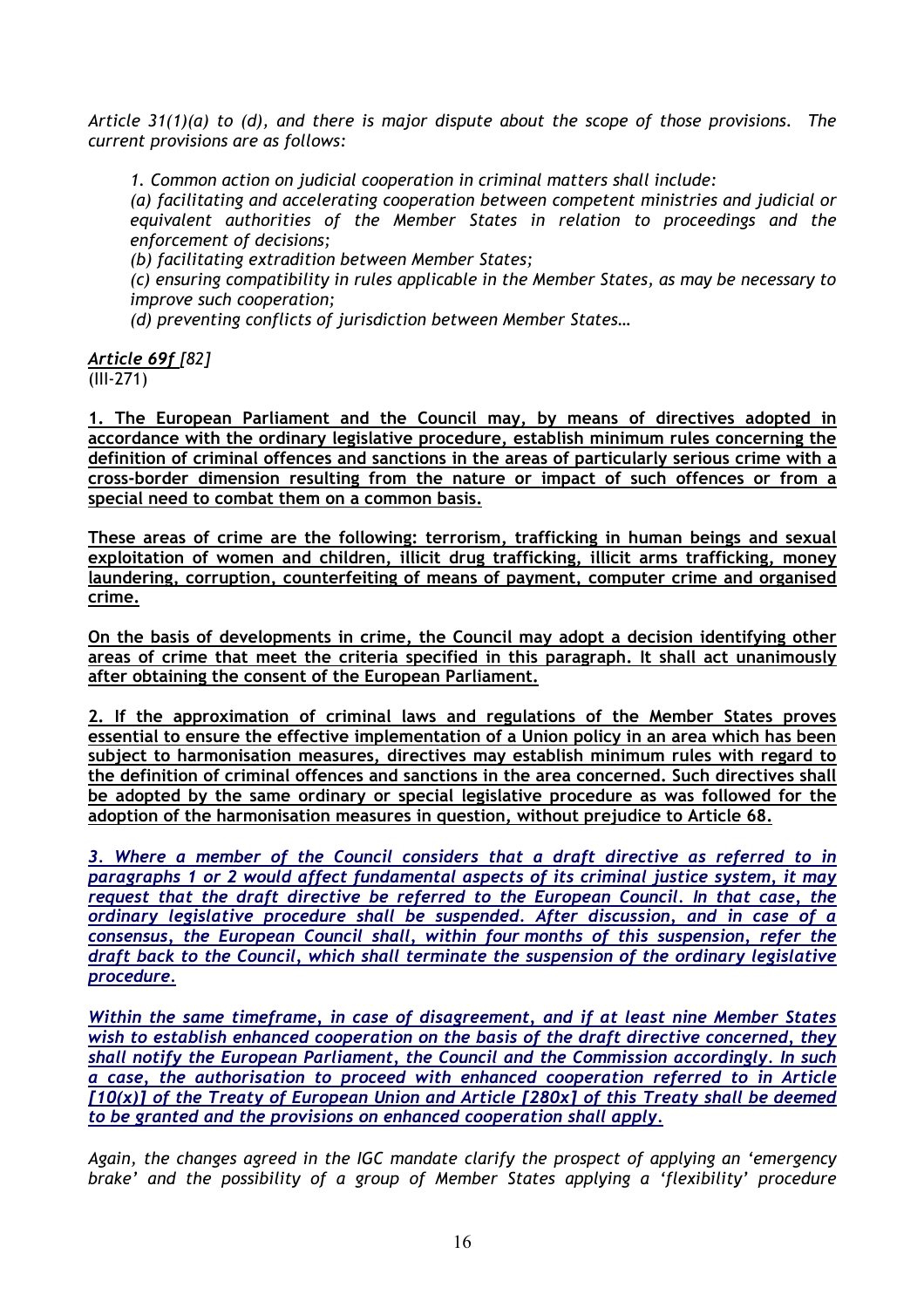*Article 31(1)(a) to (d), and there is major dispute about the scope of those provisions. The current provisions are as follows:*

> *1. Common action on judicial cooperation in criminal matters shall include:*
> *(a) facilitating and accelerating cooperation between competent ministries and judicial or equivalent authorities of the Member States in relation to proceedings and the enforcement of decisions;*
> *(b) facilitating extradition between Member States;*
> *(c) ensuring compatibility in rules applicable in the Member States, as may be necessary to improve such cooperation;*
> *(d) preventing conflicts of jurisdiction between Member States…*

*Article 69f [82]*
(III-271)

**1. The European Parliament and the Council may, by means of directives adopted in accordance with the ordinary legislative procedure, establish minimum rules concerning the definition of criminal offences and sanctions in the areas of particularly serious crime with a cross-border dimension resulting from the nature or impact of such offences or from a special need to combat them on a common basis.**

**These areas of crime are the following: terrorism, trafficking in human beings and sexual exploitation of women and children, illicit drug trafficking, illicit arms trafficking, money laundering, corruption, counterfeiting of means of payment, computer crime and organised crime.**

**On the basis of developments in crime, the Council may adopt a decision identifying other areas of crime that meet the criteria specified in this paragraph. It shall act unanimously after obtaining the consent of the European Parliament.**

**2. If the approximation of criminal laws and regulations of the Member States proves essential to ensure the effective implementation of a Union policy in an area which has been subject to harmonisation measures, directives may establish minimum rules with regard to the definition of criminal offences and sanctions in the area concerned. Such directives shall be adopted by the same ordinary or special legislative procedure as was followed for the adoption of the harmonisation measures in question, without prejudice to Article 68.**

*3. Where a member of the Council considers that a draft directive as referred to in paragraphs 1 or 2 would affect fundamental aspects of its criminal justice system, it may request that the draft directive be referred to the European Council. In that case, the ordinary legislative procedure shall be suspended. After discussion, and in case of a consensus, the European Council shall, within four months of this suspension, refer the draft back to the Council, which shall terminate the suspension of the ordinary legislative procedure.*

*Within the same timeframe, in case of disagreement, and if at least nine Member States wish to establish enhanced cooperation on the basis of the draft directive concerned, they shall notify the European Parliament, the Council and the Commission accordingly. In such a case, the authorisation to proceed with enhanced cooperation referred to in Article [10(x)] of the Treaty of European Union and Article [280x] of this Treaty shall be deemed to be granted and the provisions on enhanced cooperation shall apply.*

*Again, the changes agreed in the IGC mandate clarify the prospect of applying an 'emergency brake' and the possibility of a group of Member States applying a 'flexibility' procedure*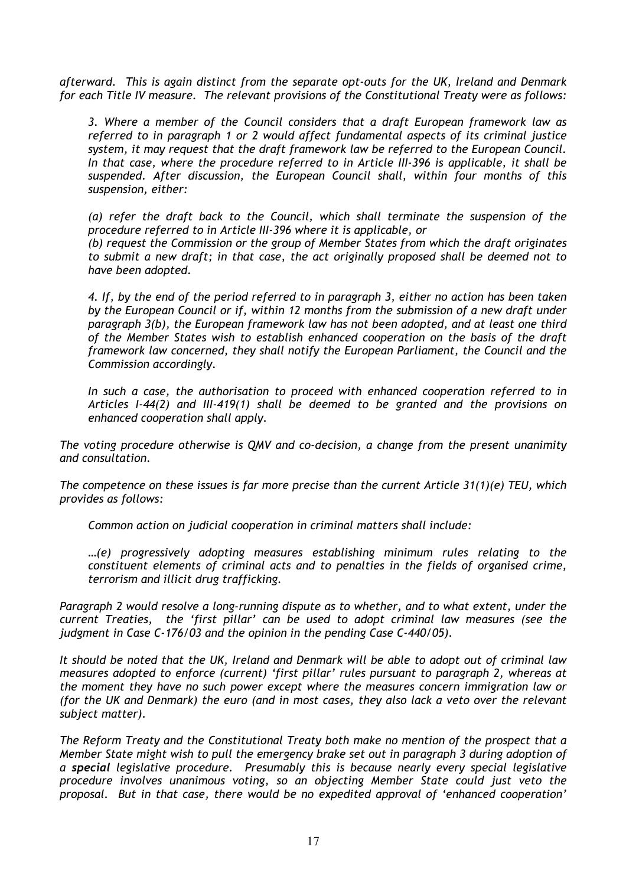*afterward. This is again distinct from the separate opt-outs for the UK, Ireland and Denmark for each Title IV measure. The relevant provisions of the Constitutional Treaty were as follows:*

> *3. Where a member of the Council considers that a draft European framework law as referred to in paragraph 1 or 2 would affect fundamental aspects of its criminal justice system, it may request that the draft framework law be referred to the European Council. In that case, where the procedure referred to in Article III-396 is applicable, it shall be suspended. After discussion, the European Council shall, within four months of this suspension, either:*
>
> *(a) refer the draft back to the Council, which shall terminate the suspension of the procedure referred to in Article III-396 where it is applicable, or*
> *(b) request the Commission or the group of Member States from which the draft originates to submit a new draft; in that case, the act originally proposed shall be deemed not to have been adopted.*
>
> *4. If, by the end of the period referred to in paragraph 3, either no action has been taken by the European Council or if, within 12 months from the submission of a new draft under paragraph 3(b), the European framework law has not been adopted, and at least one third of the Member States wish to establish enhanced cooperation on the basis of the draft framework law concerned, they shall notify the European Parliament, the Council and the Commission accordingly.*
>
> *In such a case, the authorisation to proceed with enhanced cooperation referred to in Articles I-44(2) and III-419(1) shall be deemed to be granted and the provisions on enhanced cooperation shall apply.*

*The voting procedure otherwise is QMV and co-decision, a change from the present unanimity and consultation.*

*The competence on these issues is far more precise than the current Article 31(1)(e) TEU, which provides as follows:*

> *Common action on judicial cooperation in criminal matters shall include:*
>
> *…(e) progressively adopting measures establishing minimum rules relating to the constituent elements of criminal acts and to penalties in the fields of organised crime, terrorism and illicit drug trafficking.*

*Paragraph 2 would resolve a long-running dispute as to whether, and to what extent, under the current Treaties, the 'first pillar' can be used to adopt criminal law measures (see the judgment in Case C-176/03 and the opinion in the pending Case C-440/05).*

*It should be noted that the UK, Ireland and Denmark will be able to adopt out of criminal law measures adopted to enforce (current) 'first pillar' rules pursuant to paragraph 2, whereas at the moment they have no such power except where the measures concern immigration law or (for the UK and Denmark) the euro (and in most cases, they also lack a veto over the relevant subject matter).*

*The Reform Treaty and the Constitutional Treaty both make no mention of the prospect that a Member State might wish to pull the emergency brake set out in paragraph 3 during adoption of a* ***special*** *legislative procedure. Presumably this is because nearly every special legislative procedure involves unanimous voting, so an objecting Member State could just veto the proposal. But in that case, there would be no expedited approval of 'enhanced cooperation'*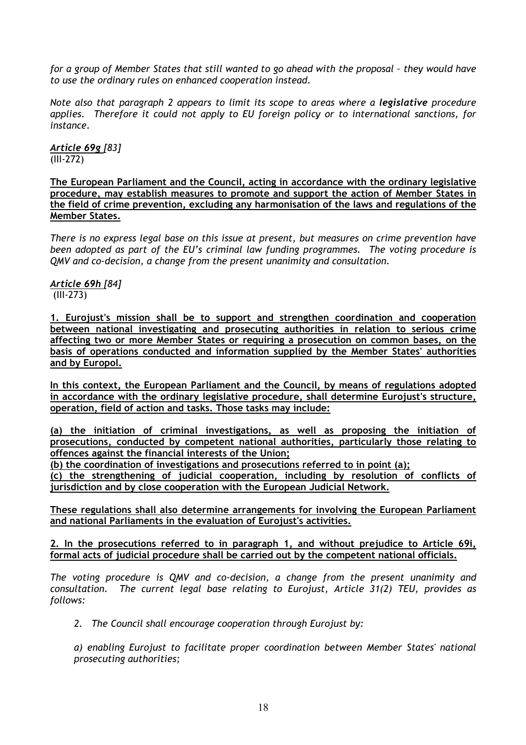*for a group of Member States that still wanted to go ahead with the proposal – they would have to use the ordinary rules on enhanced cooperation instead.*

*Note also that paragraph 2 appears to limit its scope to areas where a **legislative** procedure applies. Therefore it could not apply to EU foreign policy or to international sanctions, for instance.*

*Article 69g [83]*
(III-272)

**The European Parliament and the Council, acting in accordance with the ordinary legislative procedure, may establish measures to promote and support the action of Member States in the field of crime prevention, excluding any harmonisation of the laws and regulations of the Member States.**

*There is no express legal base on this issue at present, but measures on crime prevention have been adopted as part of the EU's criminal law funding programmes. The voting procedure is QMV and co-decision, a change from the present unanimity and consultation.*

*Article 69h [84]*
(III-273)

**1. Eurojust's mission shall be to support and strengthen coordination and cooperation between national investigating and prosecuting authorities in relation to serious crime affecting two or more Member States or requiring a prosecution on common bases, on the basis of operations conducted and information supplied by the Member States' authorities and by Europol.**

**In this context, the European Parliament and the Council, by means of regulations adopted in accordance with the ordinary legislative procedure, shall determine Eurojust's structure, operation, field of action and tasks. Those tasks may include:**

**(a) the initiation of criminal investigations, as well as proposing the initiation of prosecutions, conducted by competent national authorities, particularly those relating to offences against the financial interests of the Union;**
**(b) the coordination of investigations and prosecutions referred to in point (a);**
**(c) the strengthening of judicial cooperation, including by resolution of conflicts of jurisdiction and by close cooperation with the European Judicial Network.**

**These regulations shall also determine arrangements for involving the European Parliament and national Parliaments in the evaluation of Eurojust's activities.**

**2. In the prosecutions referred to in paragraph 1, and without prejudice to Article 69i, formal acts of judicial procedure shall be carried out by the competent national officials.**

*The voting procedure is QMV and co-decision, a change from the present unanimity and consultation. The current legal base relating to Eurojust, Article 31(2) TEU, provides as follows:*

> *2. The Council shall encourage cooperation through Eurojust by:*
>
> *a) enabling Eurojust to facilitate proper coordination between Member States' national prosecuting authorities;*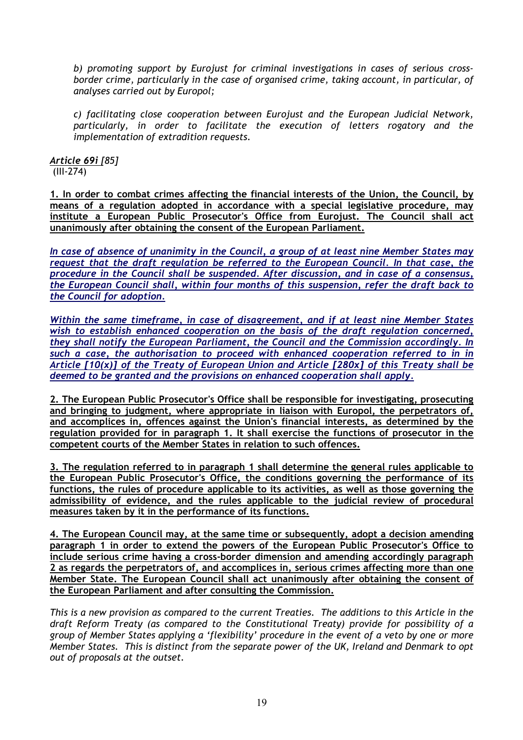*b) promoting support by Eurojust for criminal investigations in cases of serious cross-border crime, particularly in the case of organised crime, taking account, in particular, of analyses carried out by Europol;*

*c) facilitating close cooperation between Eurojust and the European Judicial Network, particularly, in order to facilitate the execution of letters rogatory and the implementation of extradition requests.*

***Article 69i** [85]*
(III-274)

**1. In order to combat crimes affecting the financial interests of the Union, the Council, by means of a regulation adopted in accordance with a special legislative procedure, may institute a European Public Prosecutor's Office from Eurojust. The Council shall act unanimously after obtaining the consent of the European Parliament.**

***In case of absence of unanimity in the Council, a group of at least nine Member States may request that the draft regulation be referred to the European Council. In that case, the procedure in the Council shall be suspended. After discussion, and in case of a consensus, the European Council shall, within four months of this suspension, refer the draft back to the Council for adoption.***

***Within the same timeframe, in case of disagreement, and if at least nine Member States wish to establish enhanced cooperation on the basis of the draft regulation concerned, they shall notify the European Parliament, the Council and the Commission accordingly. In such a case, the authorisation to proceed with enhanced cooperation referred to in in Article [10(x)] of the Treaty of European Union and Article [280x] of this Treaty shall be deemed to be granted and the provisions on enhanced cooperation shall apply.***

**2. The European Public Prosecutor's Office shall be responsible for investigating, prosecuting and bringing to judgment, where appropriate in liaison with Europol, the perpetrators of, and accomplices in, offences against the Union's financial interests, as determined by the regulation provided for in paragraph 1. It shall exercise the functions of prosecutor in the competent courts of the Member States in relation to such offences.**

**3. The regulation referred to in paragraph 1 shall determine the general rules applicable to the European Public Prosecutor's Office, the conditions governing the performance of its functions, the rules of procedure applicable to its activities, as well as those governing the admissibility of evidence, and the rules applicable to the judicial review of procedural measures taken by it in the performance of its functions.**

**4. The European Council may, at the same time or subsequently, adopt a decision amending paragraph 1 in order to extend the powers of the European Public Prosecutor's Office to include serious crime having a cross-border dimension and amending accordingly paragraph 2 as regards the perpetrators of, and accomplices in, serious crimes affecting more than one Member State. The European Council shall act unanimously after obtaining the consent of the European Parliament and after consulting the Commission.**

*This is a new provision as compared to the current Treaties. The additions to this Article in the draft Reform Treaty (as compared to the Constitutional Treaty) provide for possibility of a group of Member States applying a 'flexibility' procedure in the event of a veto by one or more Member States. This is distinct from the separate power of the UK, Ireland and Denmark to opt out of proposals at the outset.*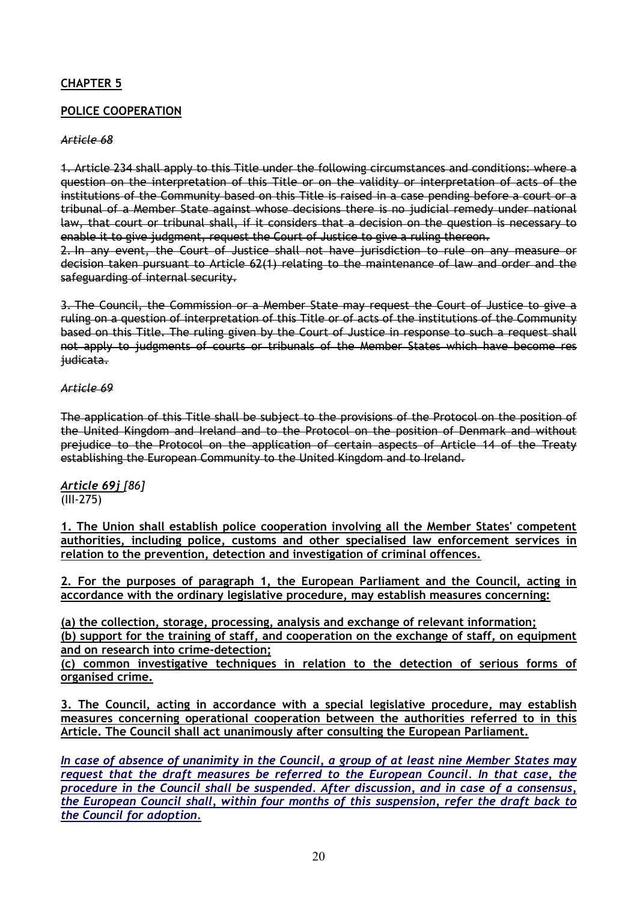**CHAPTER 5**

**POLICE COOPERATION**

~~*Article 68*~~

~~1. Article 234 shall apply to this Title under the following circumstances and conditions: where a question on the interpretation of this Title or on the validity or interpretation of acts of the institutions of the Community based on this Title is raised in a case pending before a court or a tribunal of a Member State against whose decisions there is no judicial remedy under national law, that court or tribunal shall, if it considers that a decision on the question is necessary to enable it to give judgment, request the Court of Justice to give a ruling thereon.~~
~~2. In any event, the Court of Justice shall not have jurisdiction to rule on any measure or decision taken pursuant to Article 62(1) relating to the maintenance of law and order and the safeguarding of internal security.~~

~~3. The Council, the Commission or a Member State may request the Court of Justice to give a ruling on a question of interpretation of this Title or of acts of the institutions of the Community based on this Title. The ruling given by the Court of Justice in response to such a request shall not apply to judgments of courts or tribunals of the Member States which have become res judicata.~~

~~*Article 69*~~

~~The application of this Title shall be subject to the provisions of the Protocol on the position of the United Kingdom and Ireland and to the Protocol on the position of Denmark and without prejudice to the Protocol on the application of certain aspects of Article 14 of the Treaty establishing the European Community to the United Kingdom and to Ireland.~~

*Article 69j [86]*
(III-275)

**1. The Union shall establish police cooperation involving all the Member States' competent authorities, including police, customs and other specialised law enforcement services in relation to the prevention, detection and investigation of criminal offences.**

**2. For the purposes of paragraph 1, the European Parliament and the Council, acting in accordance with the ordinary legislative procedure, may establish measures concerning:**

**(a) the collection, storage, processing, analysis and exchange of relevant information;**
**(b) support for the training of staff, and cooperation on the exchange of staff, on equipment and on research into crime-detection;**
**(c) common investigative techniques in relation to the detection of serious forms of organised crime.**

**3. The Council, acting in accordance with a special legislative procedure, may establish measures concerning operational cooperation between the authorities referred to in this Article. The Council shall act unanimously after consulting the European Parliament.**

*In case of absence of unanimity in the Council, a group of at least nine Member States may request that the draft measures be referred to the European Council. In that case, the procedure in the Council shall be suspended. After discussion, and in case of a consensus, the European Council shall, within four months of this suspension, refer the draft back to the Council for adoption.*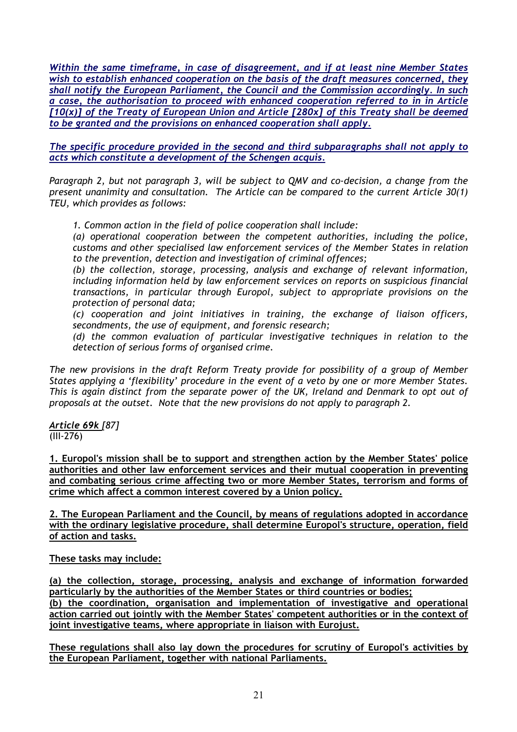*Within the same timeframe, in case of disagreement, and if at least nine Member States wish to establish enhanced cooperation on the basis of the draft measures concerned, they shall notify the European Parliament, the Council and the Commission accordingly. In such a case, the authorisation to proceed with enhanced cooperation referred to in in Article [10(x)] of the Treaty of European Union and Article [280x] of this Treaty shall be deemed to be granted and the provisions on enhanced cooperation shall apply.*

*The specific procedure provided in the second and third subparagraphs shall not apply to acts which constitute a development of the Schengen acquis.*

*Paragraph 2, but not paragraph 3, will be subject to QMV and co-decision, a change from the present unanimity and consultation. The Article can be compared to the current Article 30(1) TEU, which provides as follows:*

> *1. Common action in the field of police cooperation shall include:*
>
> *(a) operational cooperation between the competent authorities, including the police, customs and other specialised law enforcement services of the Member States in relation to the prevention, detection and investigation of criminal offences;*
>
> *(b) the collection, storage, processing, analysis and exchange of relevant information, including information held by law enforcement services on reports on suspicious financial transactions, in particular through Europol, subject to appropriate provisions on the protection of personal data;*
>
> *(c) cooperation and joint initiatives in training, the exchange of liaison officers, secondments, the use of equipment, and forensic research;*
>
> *(d) the common evaluation of particular investigative techniques in relation to the detection of serious forms of organised crime.*

*The new provisions in the draft Reform Treaty provide for possibility of a group of Member States applying a 'flexibility' procedure in the event of a veto by one or more Member States. This is again distinct from the separate power of the UK, Ireland and Denmark to opt out of proposals at the outset. Note that the new provisions do not apply to paragraph 2.*

*Article 69k [87]*
(III-276)

**1. Europol's mission shall be to support and strengthen action by the Member States' police authorities and other law enforcement services and their mutual cooperation in preventing and combating serious crime affecting two or more Member States, terrorism and forms of crime which affect a common interest covered by a Union policy.**

**2. The European Parliament and the Council, by means of regulations adopted in accordance with the ordinary legislative procedure, shall determine Europol's structure, operation, field of action and tasks.**

**These tasks may include:**

**(a) the collection, storage, processing, analysis and exchange of information forwarded particularly by the authorities of the Member States or third countries or bodies;**

**(b) the coordination, organisation and implementation of investigative and operational action carried out jointly with the Member States' competent authorities or in the context of joint investigative teams, where appropriate in liaison with Eurojust.**

**These regulations shall also lay down the procedures for scrutiny of Europol's activities by the European Parliament, together with national Parliaments.**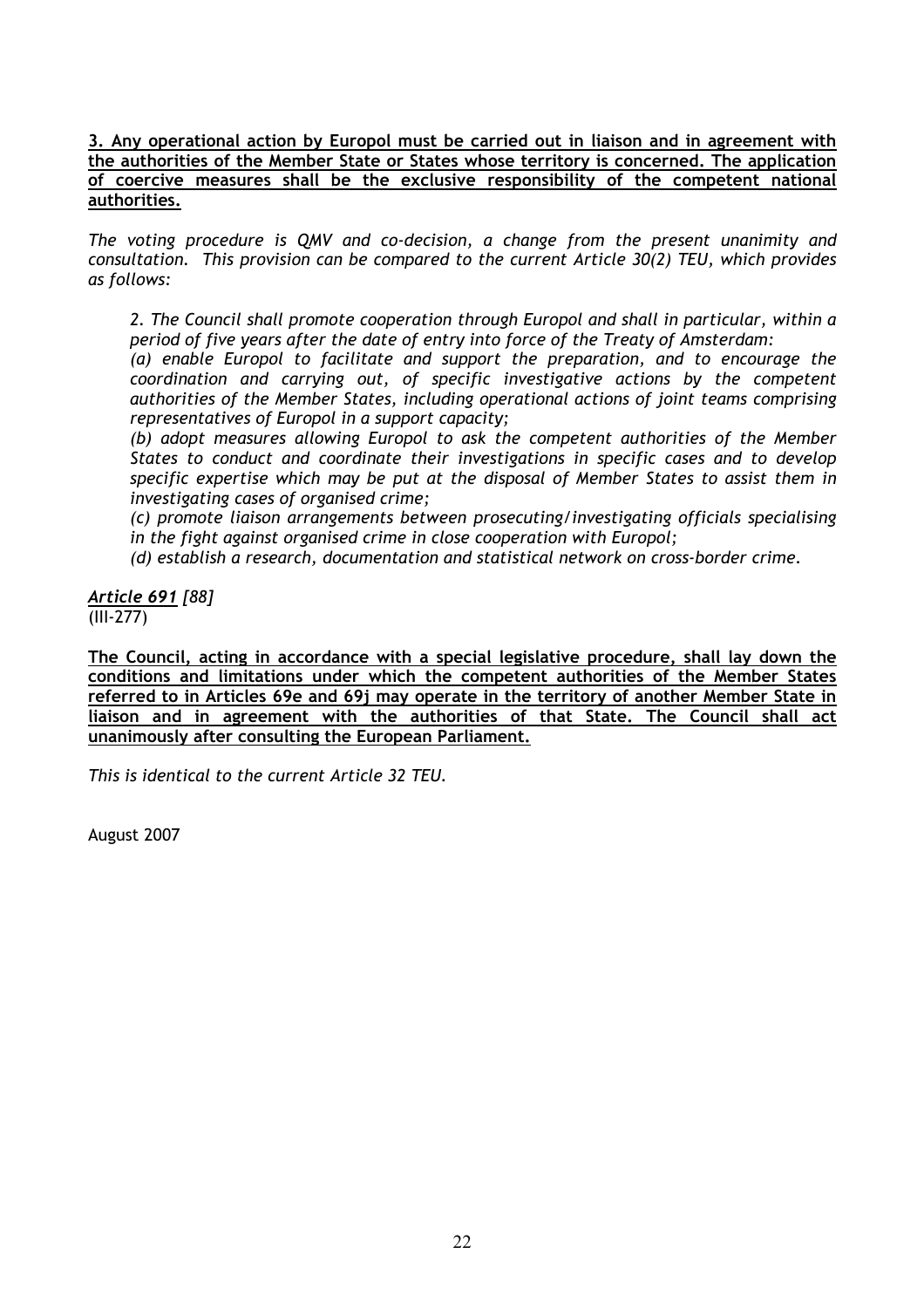**3. Any operational action by Europol must be carried out in liaison and in agreement with the authorities of the Member State or States whose territory is concerned. The application of coercive measures shall be the exclusive responsibility of the competent national authorities.**

*The voting procedure is QMV and co-decision, a change from the present unanimity and consultation. This provision can be compared to the current Article 30(2) TEU, which provides as follows:*

> *2. The Council shall promote cooperation through Europol and shall in particular, within a period of five years after the date of entry into force of the Treaty of Amsterdam:*
> *(a) enable Europol to facilitate and support the preparation, and to encourage the coordination and carrying out, of specific investigative actions by the competent authorities of the Member States, including operational actions of joint teams comprising representatives of Europol in a support capacity;*
> *(b) adopt measures allowing Europol to ask the competent authorities of the Member States to conduct and coordinate their investigations in specific cases and to develop specific expertise which may be put at the disposal of Member States to assist them in investigating cases of organised crime;*
> *(c) promote liaison arrangements between prosecuting/investigating officials specialising in the fight against organised crime in close cooperation with Europol;*
> *(d) establish a research, documentation and statistical network on cross-border crime.*

***Article 69l** [88]*
(III-277)

**The Council, acting in accordance with a special legislative procedure, shall lay down the conditions and limitations under which the competent authorities of the Member States referred to in Articles 69e and 69j may operate in the territory of another Member State in liaison and in agreement with the authorities of that State. The Council shall act unanimously after consulting the European Parliament.**

*This is identical to the current Article 32 TEU.*

August 2007